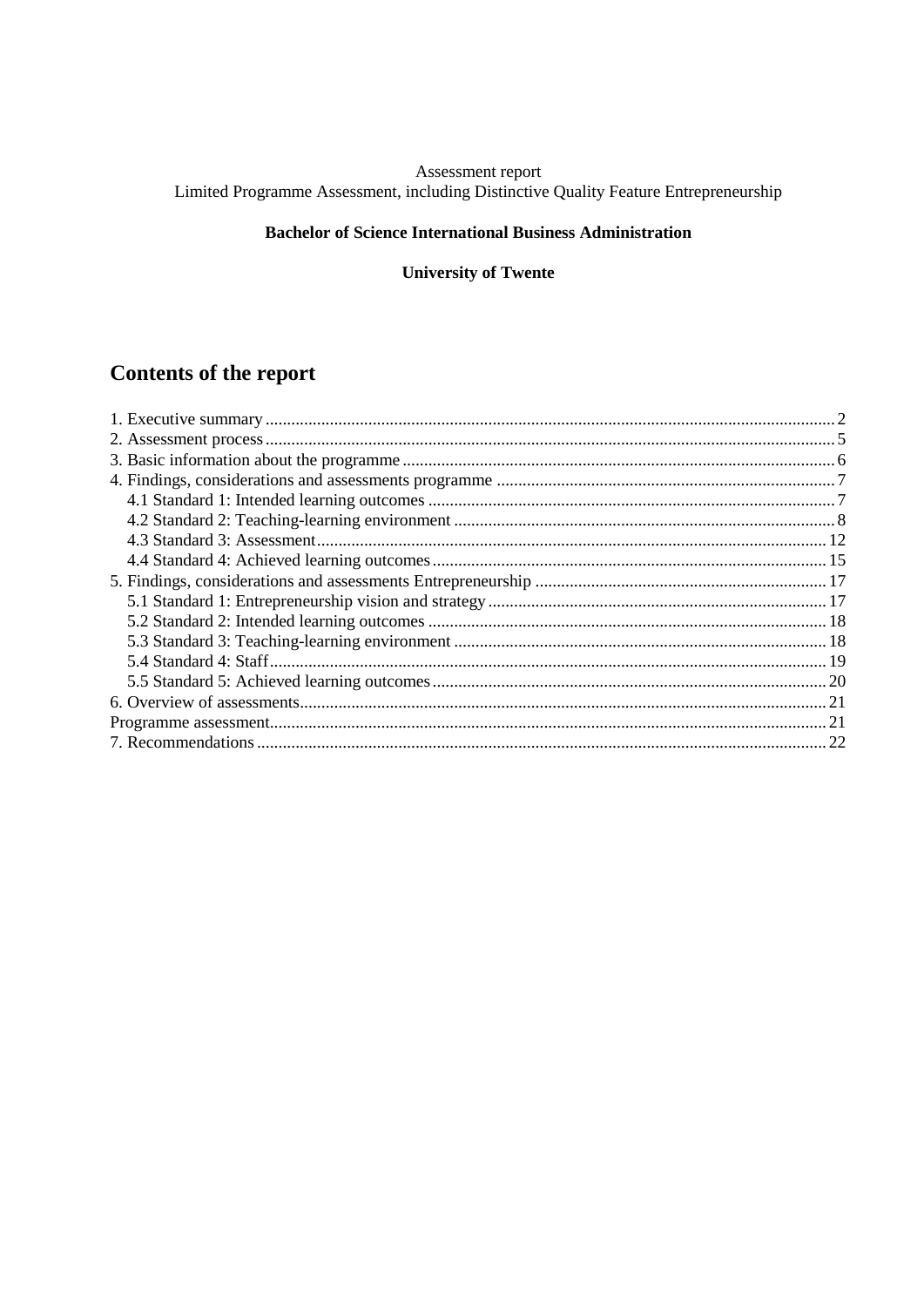Assessment report
Limited Programme Assessment, including Distinctive Quality Feature Entrepreneurship

**Bachelor of Science International Business Administration**

**University of Twente**

## Contents of the report

1. Executive summary ..... 2
2. Assessment process ..... 5
3. Basic information about the programme ..... 6
4. Findings, considerations and assessments programme ..... 7
   - 4.1 Standard 1: Intended learning outcomes ..... 7
   - 4.2 Standard 2: Teaching-learning environment ..... 8
   - 4.3 Standard 3: Assessment ..... 12
   - 4.4 Standard 4: Achieved learning outcomes ..... 15
5. Findings, considerations and assessments Entrepreneurship ..... 17
   - 5.1 Standard 1: Entrepreneurship vision and strategy ..... 17
   - 5.2 Standard 2: Intended learning outcomes ..... 18
   - 5.3 Standard 3: Teaching-learning environment ..... 18
   - 5.4 Standard 4: Staff ..... 19
   - 5.5 Standard 5: Achieved learning outcomes ..... 20
6. Overview of assessments ..... 21

Programme assessment ..... 21

7. Recommendations ..... 22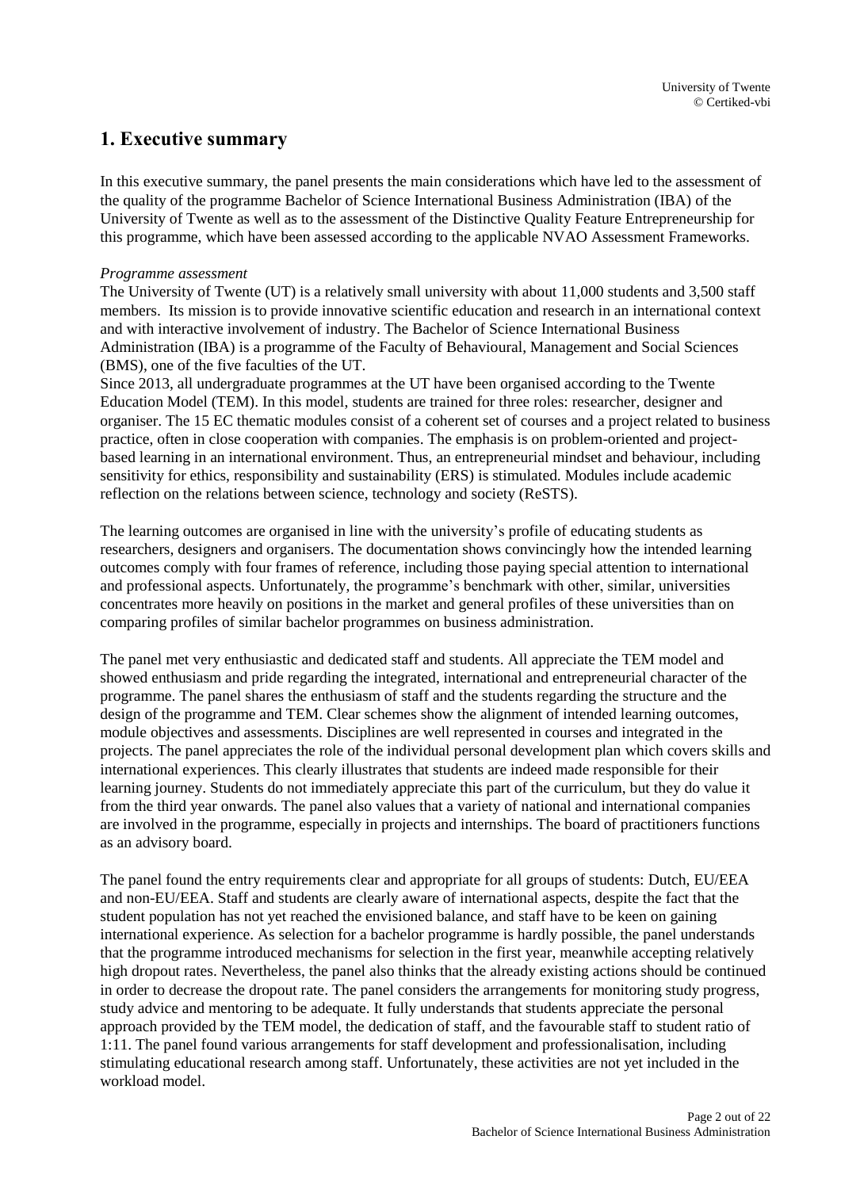# 1. Executive summary

In this executive summary, the panel presents the main considerations which have led to the assessment of the quality of the programme Bachelor of Science International Business Administration (IBA) of the University of Twente as well as to the assessment of the Distinctive Quality Feature Entrepreneurship for this programme, which have been assessed according to the applicable NVAO Assessment Frameworks.

*Programme assessment*

The University of Twente (UT) is a relatively small university with about 11,000 students and 3,500 staff members. Its mission is to provide innovative scientific education and research in an international context and with interactive involvement of industry. The Bachelor of Science International Business Administration (IBA) is a programme of the Faculty of Behavioural, Management and Social Sciences (BMS), one of the five faculties of the UT.

Since 2013, all undergraduate programmes at the UT have been organised according to the Twente Education Model (TEM). In this model, students are trained for three roles: researcher, designer and organiser. The 15 EC thematic modules consist of a coherent set of courses and a project related to business practice, often in close cooperation with companies. The emphasis is on problem-oriented and project-based learning in an international environment. Thus, an entrepreneurial mindset and behaviour, including sensitivity for ethics, responsibility and sustainability (ERS) is stimulated. Modules include academic reflection on the relations between science, technology and society (ReSTS).

The learning outcomes are organised in line with the university's profile of educating students as researchers, designers and organisers. The documentation shows convincingly how the intended learning outcomes comply with four frames of reference, including those paying special attention to international and professional aspects. Unfortunately, the programme's benchmark with other, similar, universities concentrates more heavily on positions in the market and general profiles of these universities than on comparing profiles of similar bachelor programmes on business administration.

The panel met very enthusiastic and dedicated staff and students. All appreciate the TEM model and showed enthusiasm and pride regarding the integrated, international and entrepreneurial character of the programme. The panel shares the enthusiasm of staff and the students regarding the structure and the design of the programme and TEM. Clear schemes show the alignment of intended learning outcomes, module objectives and assessments. Disciplines are well represented in courses and integrated in the projects. The panel appreciates the role of the individual personal development plan which covers skills and international experiences. This clearly illustrates that students are indeed made responsible for their learning journey. Students do not immediately appreciate this part of the curriculum, but they do value it from the third year onwards. The panel also values that a variety of national and international companies are involved in the programme, especially in projects and internships. The board of practitioners functions as an advisory board.

The panel found the entry requirements clear and appropriate for all groups of students: Dutch, EU/EEA and non-EU/EEA. Staff and students are clearly aware of international aspects, despite the fact that the student population has not yet reached the envisioned balance, and staff have to be keen on gaining international experience. As selection for a bachelor programme is hardly possible, the panel understands that the programme introduced mechanisms for selection in the first year, meanwhile accepting relatively high dropout rates. Nevertheless, the panel also thinks that the already existing actions should be continued in order to decrease the dropout rate. The panel considers the arrangements for monitoring study progress, study advice and mentoring to be adequate. It fully understands that students appreciate the personal approach provided by the TEM model, the dedication of staff, and the favourable staff to student ratio of 1:11. The panel found various arrangements for staff development and professionalisation, including stimulating educational research among staff. Unfortunately, these activities are not yet included in the workload model.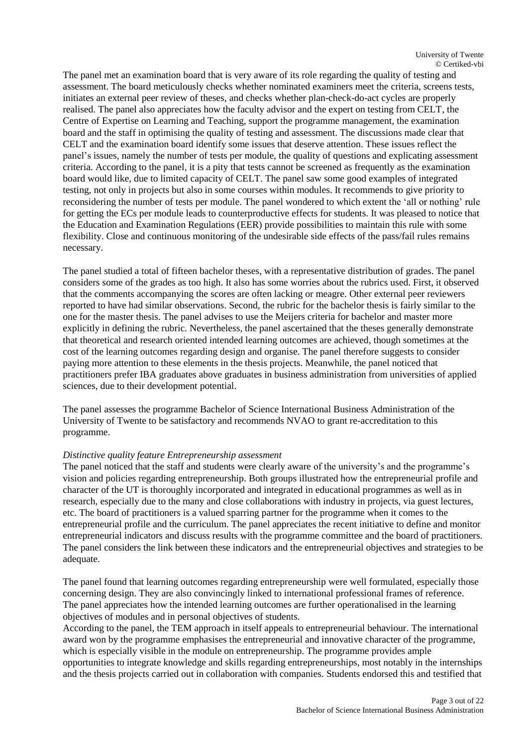The panel met an examination board that is very aware of its role regarding the quality of testing and assessment. The board meticulously checks whether nominated examiners meet the criteria, screens tests, initiates an external peer review of theses, and checks whether plan-check-do-act cycles are properly realised. The panel also appreciates how the faculty advisor and the expert on testing from CELT, the Centre of Expertise on Learning and Teaching, support the programme management, the examination board and the staff in optimising the quality of testing and assessment. The discussions made clear that CELT and the examination board identify some issues that deserve attention. These issues reflect the panel's issues, namely the number of tests per module, the quality of questions and explicating assessment criteria. According to the panel, it is a pity that tests cannot be screened as frequently as the examination board would like, due to limited capacity of CELT. The panel saw some good examples of integrated testing, not only in projects but also in some courses within modules. It recommends to give priority to reconsidering the number of tests per module. The panel wondered to which extent the 'all or nothing' rule for getting the ECs per module leads to counterproductive effects for students. It was pleased to notice that the Education and Examination Regulations (EER) provide possibilities to maintain this rule with some flexibility. Close and continuous monitoring of the undesirable side effects of the pass/fail rules remains necessary.

The panel studied a total of fifteen bachelor theses, with a representative distribution of grades. The panel considers some of the grades as too high. It also has some worries about the rubrics used. First, it observed that the comments accompanying the scores are often lacking or meagre. Other external peer reviewers reported to have had similar observations. Second, the rubric for the bachelor thesis is fairly similar to the one for the master thesis. The panel advises to use the Meijers criteria for bachelor and master more explicitly in defining the rubric. Nevertheless, the panel ascertained that the theses generally demonstrate that theoretical and research oriented intended learning outcomes are achieved, though sometimes at the cost of the learning outcomes regarding design and organise. The panel therefore suggests to consider paying more attention to these elements in the thesis projects. Meanwhile, the panel noticed that practitioners prefer IBA graduates above graduates in business administration from universities of applied sciences, due to their development potential.

The panel assesses the programme Bachelor of Science International Business Administration of the University of Twente to be satisfactory and recommends NVAO to grant re-accreditation to this programme.

*Distinctive quality feature Entrepreneurship assessment*

The panel noticed that the staff and students were clearly aware of the university's and the programme's vision and policies regarding entrepreneurship. Both groups illustrated how the entrepreneurial profile and character of the UT is thoroughly incorporated and integrated in educational programmes as well as in research, especially due to the many and close collaborations with industry in projects, via guest lectures, etc. The board of practitioners is a valued sparring partner for the programme when it comes to the entrepreneurial profile and the curriculum. The panel appreciates the recent initiative to define and monitor entrepreneurial indicators and discuss results with the programme committee and the board of practitioners. The panel considers the link between these indicators and the entrepreneurial objectives and strategies to be adequate.

The panel found that learning outcomes regarding entrepreneurship were well formulated, especially those concerning design. They are also convincingly linked to international professional frames of reference. The panel appreciates how the intended learning outcomes are further operationalised in the learning objectives of modules and in personal objectives of students.

According to the panel, the TEM approach in itself appeals to entrepreneurial behaviour. The international award won by the programme emphasises the entrepreneurial and innovative character of the programme, which is especially visible in the module on entrepreneurship. The programme provides ample opportunities to integrate knowledge and skills regarding entrepreneurships, most notably in the internships and the thesis projects carried out in collaboration with companies. Students endorsed this and testified that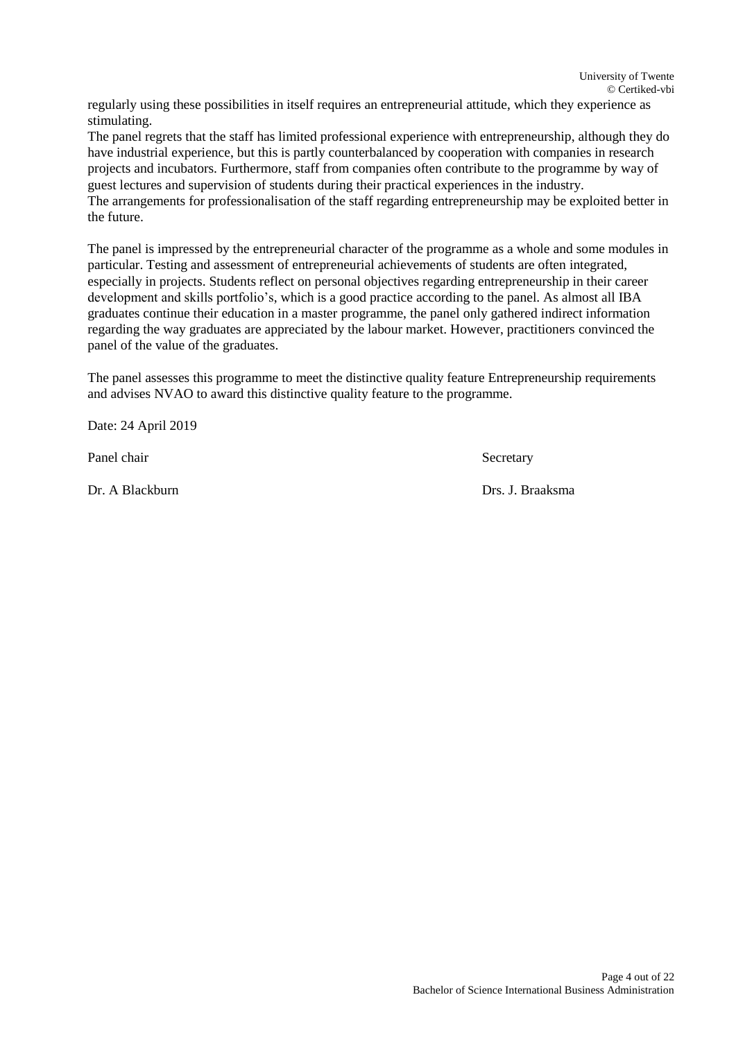regularly using these possibilities in itself requires an entrepreneurial attitude, which they experience as stimulating.
The panel regrets that the staff has limited professional experience with entrepreneurship, although they do have industrial experience, but this is partly counterbalanced by cooperation with companies in research projects and incubators. Furthermore, staff from companies often contribute to the programme by way of guest lectures and supervision of students during their practical experiences in the industry.
The arrangements for professionalisation of the staff regarding entrepreneurship may be exploited better in the future.

The panel is impressed by the entrepreneurial character of the programme as a whole and some modules in particular. Testing and assessment of entrepreneurial achievements of students are often integrated, especially in projects. Students reflect on personal objectives regarding entrepreneurship in their career development and skills portfolio's, which is a good practice according to the panel. As almost all IBA graduates continue their education in a master programme, the panel only gathered indirect information regarding the way graduates are appreciated by the labour market. However, practitioners convinced the panel of the value of the graduates.

The panel assesses this programme to meet the distinctive quality feature Entrepreneurship requirements and advises NVAO to award this distinctive quality feature to the programme.

Date: 24 April 2019

| Panel chair | Secretary |
|---|---|
| Dr. A Blackburn | Drs. J. Braaksma |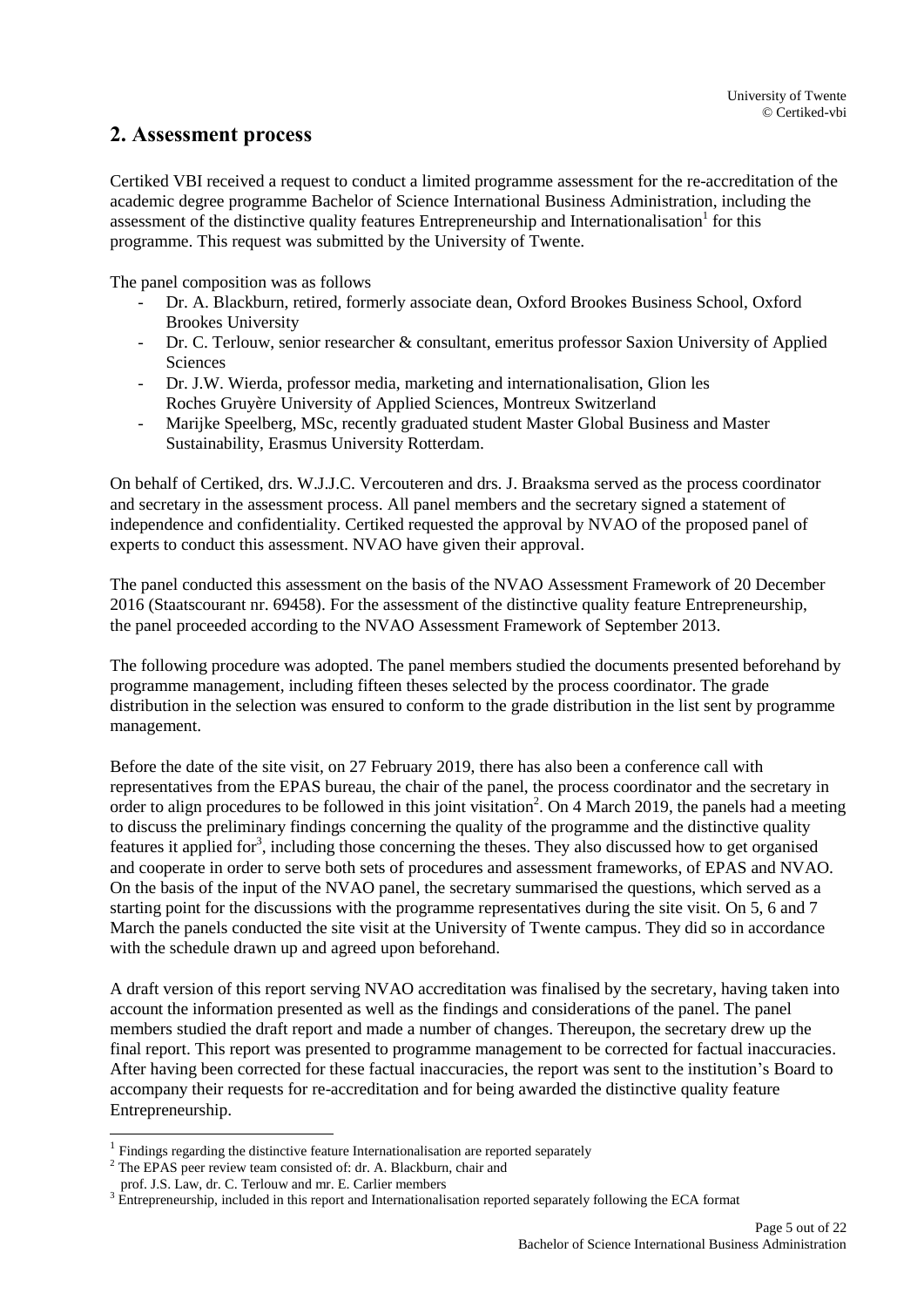## 2. Assessment process

Certiked VBI received a request to conduct a limited programme assessment for the re-accreditation of the academic degree programme Bachelor of Science International Business Administration, including the assessment of the distinctive quality features Entrepreneurship and Internationalisation[1] for this programme. This request was submitted by the University of Twente.

The panel composition was as follows

- Dr. A. Blackburn, retired, formerly associate dean, Oxford Brookes Business School, Oxford Brookes University
- Dr. C. Terlouw, senior researcher & consultant, emeritus professor Saxion University of Applied Sciences
- Dr. J.W. Wierda, professor media, marketing and internationalisation, Glion les Roches Gruyère University of Applied Sciences, Montreux Switzerland
- Marijke Speelberg, MSc, recently graduated student Master Global Business and Master Sustainability, Erasmus University Rotterdam.

On behalf of Certiked, drs. W.J.J.C. Vercouteren and drs. J. Braaksma served as the process coordinator and secretary in the assessment process. All panel members and the secretary signed a statement of independence and confidentiality. Certiked requested the approval by NVAO of the proposed panel of experts to conduct this assessment. NVAO have given their approval.

The panel conducted this assessment on the basis of the NVAO Assessment Framework of 20 December 2016 (Staatscourant nr. 69458). For the assessment of the distinctive quality feature Entrepreneurship, the panel proceeded according to the NVAO Assessment Framework of September 2013.

The following procedure was adopted. The panel members studied the documents presented beforehand by programme management, including fifteen theses selected by the process coordinator. The grade distribution in the selection was ensured to conform to the grade distribution in the list sent by programme management.

Before the date of the site visit, on 27 February 2019, there has also been a conference call with representatives from the EPAS bureau, the chair of the panel, the process coordinator and the secretary in order to align procedures to be followed in this joint visitation[2]. On 4 March 2019, the panels had a meeting to discuss the preliminary findings concerning the quality of the programme and the distinctive quality features it applied for[3], including those concerning the theses. They also discussed how to get organised and cooperate in order to serve both sets of procedures and assessment frameworks, of EPAS and NVAO. On the basis of the input of the NVAO panel, the secretary summarised the questions, which served as a starting point for the discussions with the programme representatives during the site visit. On 5, 6 and 7 March the panels conducted the site visit at the University of Twente campus. They did so in accordance with the schedule drawn up and agreed upon beforehand.

A draft version of this report serving NVAO accreditation was finalised by the secretary, having taken into account the information presented as well as the findings and considerations of the panel. The panel members studied the draft report and made a number of changes. Thereupon, the secretary drew up the final report. This report was presented to programme management to be corrected for factual inaccuracies. After having been corrected for these factual inaccuracies, the report was sent to the institution's Board to accompany their requests for re-accreditation and for being awarded the distinctive quality feature Entrepreneurship.

---

[1] Findings regarding the distinctive feature Internationalisation are reported separately

[2] The EPAS peer review team consisted of: dr. A. Blackburn, chair and prof. J.S. Law, dr. C. Terlouw and mr. E. Carlier members

[3] Entrepreneurship, included in this report and Internationalisation reported separately following the ECA format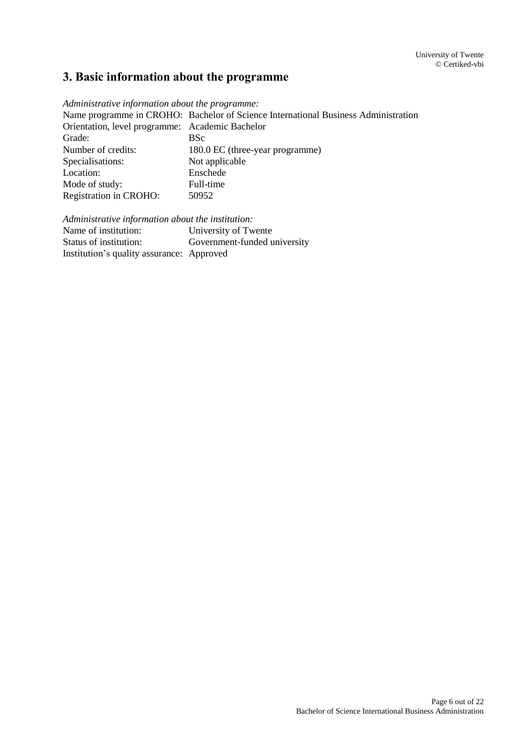# 3. Basic information about the programme

*Administrative information about the programme:*

| | |
|---|---|
| Name programme in CROHO: | Bachelor of Science International Business Administration |
| Orientation, level programme: | Academic Bachelor |
| Grade: | BSc |
| Number of credits: | 180.0 EC (three-year programme) |
| Specialisations: | Not applicable |
| Location: | Enschede |
| Mode of study: | Full-time |
| Registration in CROHO: | 50952 |

*Administrative information about the institution:*

| | |
|---|---|
| Name of institution: | University of Twente |
| Status of institution: | Government-funded university |
| Institution's quality assurance: | Approved |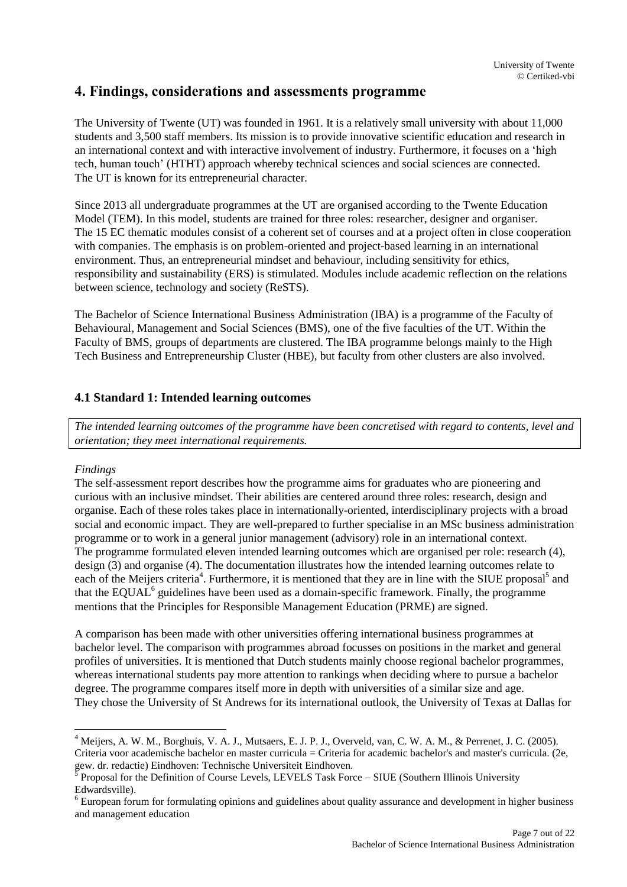## 4. Findings, considerations and assessments programme

The University of Twente (UT) was founded in 1961. It is a relatively small university with about 11,000 students and 3,500 staff members. Its mission is to provide innovative scientific education and research in an international context and with interactive involvement of industry. Furthermore, it focuses on a 'high tech, human touch' (HTHT) approach whereby technical sciences and social sciences are connected. The UT is known for its entrepreneurial character.

Since 2013 all undergraduate programmes at the UT are organised according to the Twente Education Model (TEM). In this model, students are trained for three roles: researcher, designer and organiser. The 15 EC thematic modules consist of a coherent set of courses and at a project often in close cooperation with companies. The emphasis is on problem-oriented and project-based learning in an international environment. Thus, an entrepreneurial mindset and behaviour, including sensitivity for ethics, responsibility and sustainability (ERS) is stimulated. Modules include academic reflection on the relations between science, technology and society (ReSTS).

The Bachelor of Science International Business Administration (IBA) is a programme of the Faculty of Behavioural, Management and Social Sciences (BMS), one of the five faculties of the UT. Within the Faculty of BMS, groups of departments are clustered. The IBA programme belongs mainly to the High Tech Business and Entrepreneurship Cluster (HBE), but faculty from other clusters are also involved.

### 4.1 Standard 1: Intended learning outcomes

*The intended learning outcomes of the programme have been concretised with regard to contents, level and orientation; they meet international requirements.*

*Findings*

The self-assessment report describes how the programme aims for graduates who are pioneering and curious with an inclusive mindset. Their abilities are centered around three roles: research, design and organise. Each of these roles takes place in internationally-oriented, interdisciplinary projects with a broad social and economic impact. They are well-prepared to further specialise in an MSc business administration programme or to work in a general junior management (advisory) role in an international context. The programme formulated eleven intended learning outcomes which are organised per role: research (4), design (3) and organise (4). The documentation illustrates how the intended learning outcomes relate to each of the Meijers criteria[4]. Furthermore, it is mentioned that they are in line with the SIUE proposal[5] and that the EQUAL[6] guidelines have been used as a domain-specific framework. Finally, the programme mentions that the Principles for Responsible Management Education (PRME) are signed.

A comparison has been made with other universities offering international business programmes at bachelor level. The comparison with programmes abroad focusses on positions in the market and general profiles of universities. It is mentioned that Dutch students mainly choose regional bachelor programmes, whereas international students pay more attention to rankings when deciding where to pursue a bachelor degree. The programme compares itself more in depth with universities of a similar size and age. They chose the University of St Andrews for its international outlook, the University of Texas at Dallas for

---

[4] Meijers, A. W. M., Borghuis, V. A. J., Mutsaers, E. J. P. J., Overveld, van, C. W. A. M., & Perrenet, J. C. (2005). Criteria voor academische bachelor en master curricula = Criteria for academic bachelor's and master's curricula. (2e, gew. dr. redactie) Eindhoven: Technische Universiteit Eindhoven.

[5] Proposal for the Definition of Course Levels, LEVELS Task Force – SIUE (Southern Illinois University Edwardsville).

[6] European forum for formulating opinions and guidelines about quality assurance and development in higher business and management education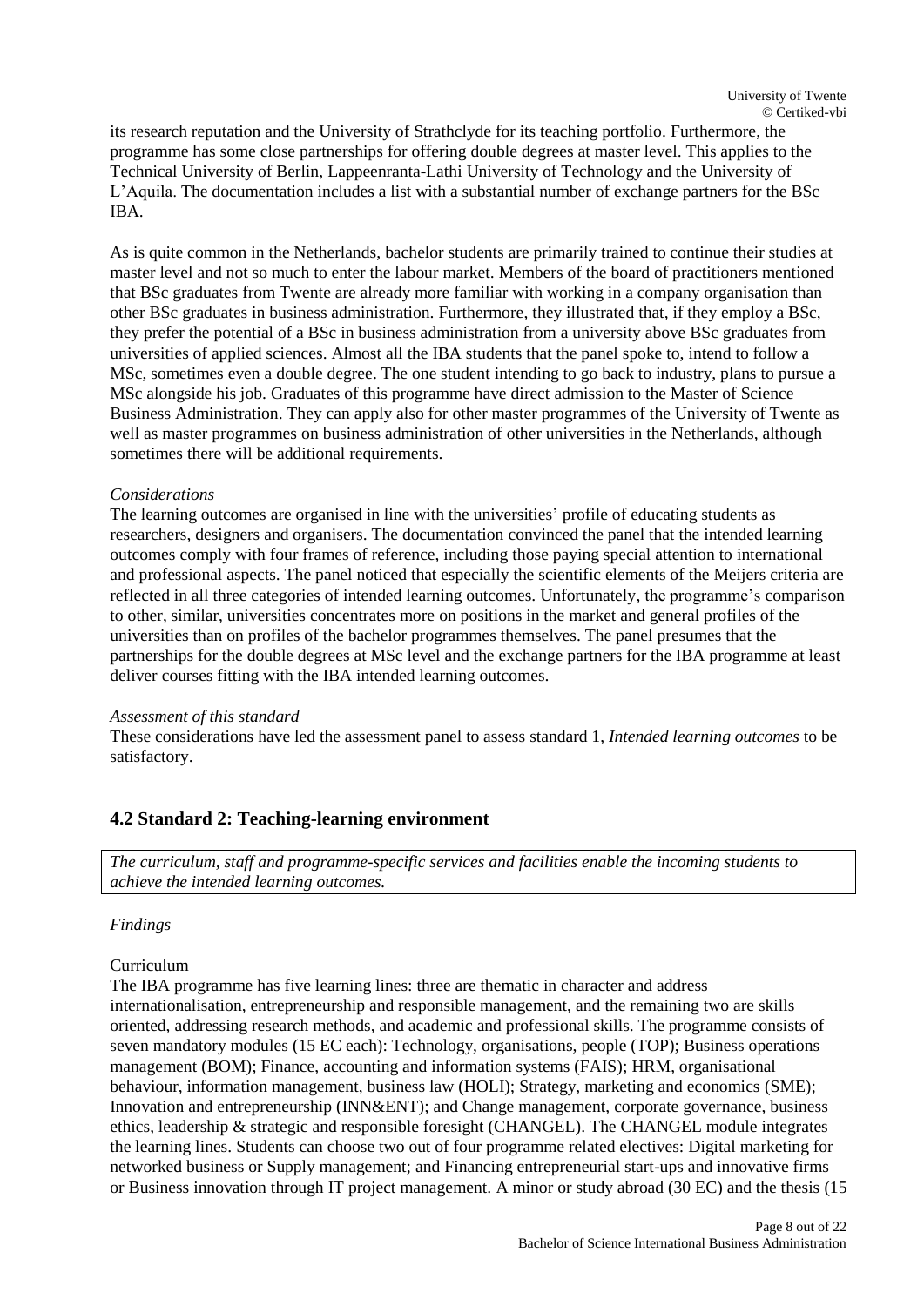its research reputation and the University of Strathclyde for its teaching portfolio. Furthermore, the programme has some close partnerships for offering double degrees at master level. This applies to the Technical University of Berlin, Lappeenranta-Lathi University of Technology and the University of L'Aquila. The documentation includes a list with a substantial number of exchange partners for the BSc IBA.

As is quite common in the Netherlands, bachelor students are primarily trained to continue their studies at master level and not so much to enter the labour market. Members of the board of practitioners mentioned that BSc graduates from Twente are already more familiar with working in a company organisation than other BSc graduates in business administration. Furthermore, they illustrated that, if they employ a BSc, they prefer the potential of a BSc in business administration from a university above BSc graduates from universities of applied sciences. Almost all the IBA students that the panel spoke to, intend to follow a MSc, sometimes even a double degree. The one student intending to go back to industry, plans to pursue a MSc alongside his job. Graduates of this programme have direct admission to the Master of Science Business Administration. They can apply also for other master programmes of the University of Twente as well as master programmes on business administration of other universities in the Netherlands, although sometimes there will be additional requirements.

*Considerations*

The learning outcomes are organised in line with the universities' profile of educating students as researchers, designers and organisers. The documentation convinced the panel that the intended learning outcomes comply with four frames of reference, including those paying special attention to international and professional aspects. The panel noticed that especially the scientific elements of the Meijers criteria are reflected in all three categories of intended learning outcomes. Unfortunately, the programme's comparison to other, similar, universities concentrates more on positions in the market and general profiles of the universities than on profiles of the bachelor programmes themselves. The panel presumes that the partnerships for the double degrees at MSc level and the exchange partners for the IBA programme at least deliver courses fitting with the IBA intended learning outcomes.

*Assessment of this standard*

These considerations have led the assessment panel to assess standard 1, *Intended learning outcomes* to be satisfactory.

## 4.2 Standard 2: Teaching-learning environment

*The curriculum, staff and programme-specific services and facilities enable the incoming students to achieve the intended learning outcomes.*

*Findings*

Curriculum

The IBA programme has five learning lines: three are thematic in character and address internationalisation, entrepreneurship and responsible management, and the remaining two are skills oriented, addressing research methods, and academic and professional skills. The programme consists of seven mandatory modules (15 EC each): Technology, organisations, people (TOP); Business operations management (BOM); Finance, accounting and information systems (FAIS); HRM, organisational behaviour, information management, business law (HOLI); Strategy, marketing and economics (SME); Innovation and entrepreneurship (INN&ENT); and Change management, corporate governance, business ethics, leadership & strategic and responsible foresight (CHANGEL). The CHANGEL module integrates the learning lines. Students can choose two out of four programme related electives: Digital marketing for networked business or Supply management; and Financing entrepreneurial start-ups and innovative firms or Business innovation through IT project management. A minor or study abroad (30 EC) and the thesis (15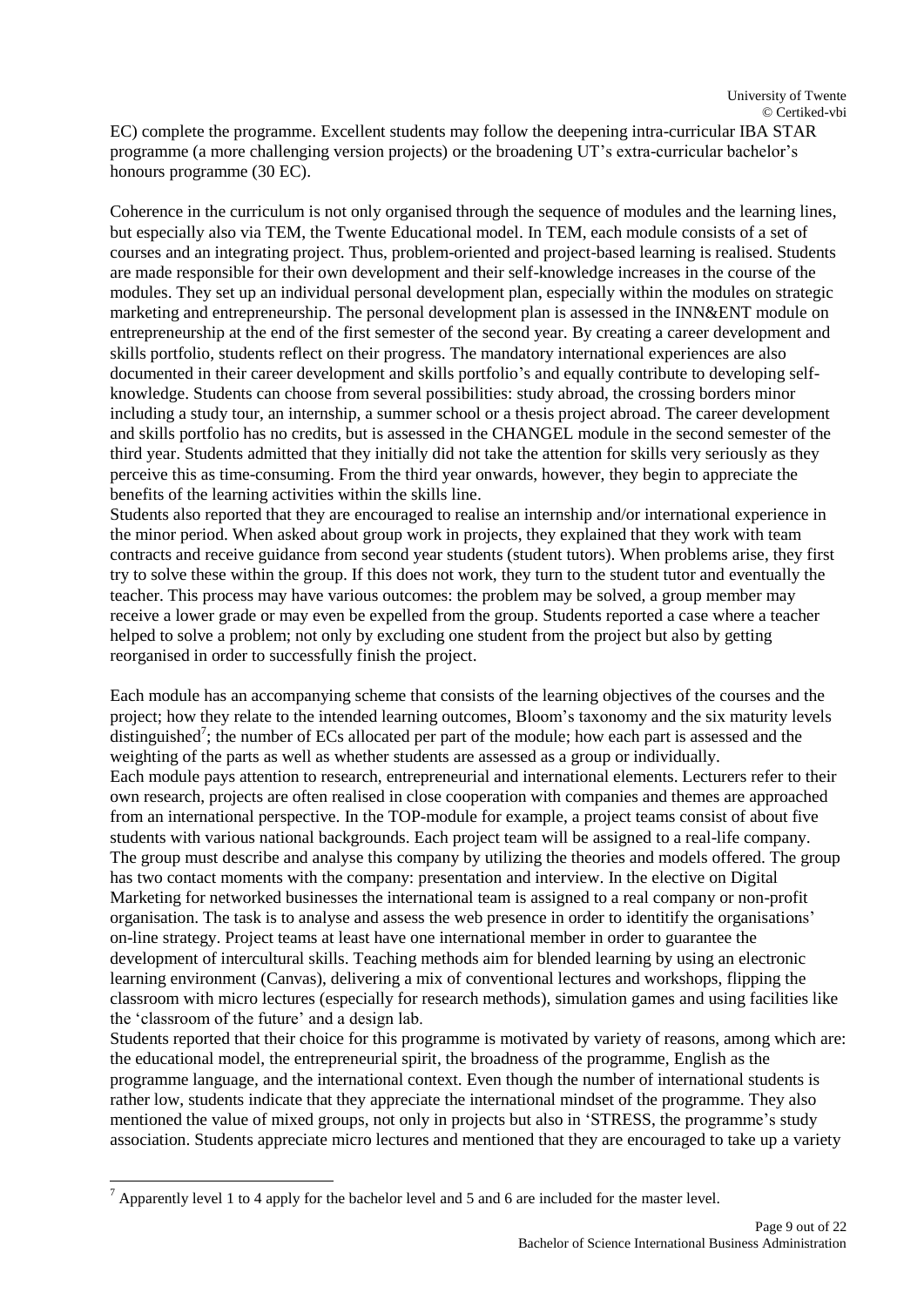EC) complete the programme. Excellent students may follow the deepening intra-curricular IBA STAR programme (a more challenging version projects) or the broadening UT's extra-curricular bachelor's honours programme (30 EC).

Coherence in the curriculum is not only organised through the sequence of modules and the learning lines, but especially also via TEM, the Twente Educational model. In TEM, each module consists of a set of courses and an integrating project. Thus, problem-oriented and project-based learning is realised. Students are made responsible for their own development and their self-knowledge increases in the course of the modules. They set up an individual personal development plan, especially within the modules on strategic marketing and entrepreneurship. The personal development plan is assessed in the INN&ENT module on entrepreneurship at the end of the first semester of the second year. By creating a career development and skills portfolio, students reflect on their progress. The mandatory international experiences are also documented in their career development and skills portfolio's and equally contribute to developing self-knowledge. Students can choose from several possibilities: study abroad, the crossing borders minor including a study tour, an internship, a summer school or a thesis project abroad. The career development and skills portfolio has no credits, but is assessed in the CHANGEL module in the second semester of the third year. Students admitted that they initially did not take the attention for skills very seriously as they perceive this as time-consuming. From the third year onwards, however, they begin to appreciate the benefits of the learning activities within the skills line.
Students also reported that they are encouraged to realise an internship and/or international experience in the minor period. When asked about group work in projects, they explained that they work with team contracts and receive guidance from second year students (student tutors). When problems arise, they first try to solve these within the group. If this does not work, they turn to the student tutor and eventually the teacher. This process may have various outcomes: the problem may be solved, a group member may receive a lower grade or may even be expelled from the group. Students reported a case where a teacher helped to solve a problem; not only by excluding one student from the project but also by getting reorganised in order to successfully finish the project.

Each module has an accompanying scheme that consists of the learning objectives of the courses and the project; how they relate to the intended learning outcomes, Bloom's taxonomy and the six maturity levels distinguished[7]; the number of ECs allocated per part of the module; how each part is assessed and the weighting of the parts as well as whether students are assessed as a group or individually.
Each module pays attention to research, entrepreneurial and international elements. Lecturers refer to their own research, projects are often realised in close cooperation with companies and themes are approached from an international perspective. In the TOP-module for example, a project teams consist of about five students with various national backgrounds. Each project team will be assigned to a real-life company. The group must describe and analyse this company by utilizing the theories and models offered. The group has two contact moments with the company: presentation and interview. In the elective on Digital Marketing for networked businesses the international team is assigned to a real company or non-profit organisation. The task is to analyse and assess the web presence in order to identitify the organisations' on-line strategy. Project teams at least have one international member in order to guarantee the development of intercultural skills. Teaching methods aim for blended learning by using an electronic learning environment (Canvas), delivering a mix of conventional lectures and workshops, flipping the classroom with micro lectures (especially for research methods), simulation games and using facilities like the 'classroom of the future' and a design lab.
Students reported that their choice for this programme is motivated by variety of reasons, among which are: the educational model, the entrepreneurial spirit, the broadness of the programme, English as the programme language, and the international context. Even though the number of international students is rather low, students indicate that they appreciate the international mindset of the programme. They also mentioned the value of mixed groups, not only in projects but also in 'STRESS, the programme's study association. Students appreciate micro lectures and mentioned that they are encouraged to take up a variety

[7] Apparently level 1 to 4 apply for the bachelor level and 5 and 6 are included for the master level.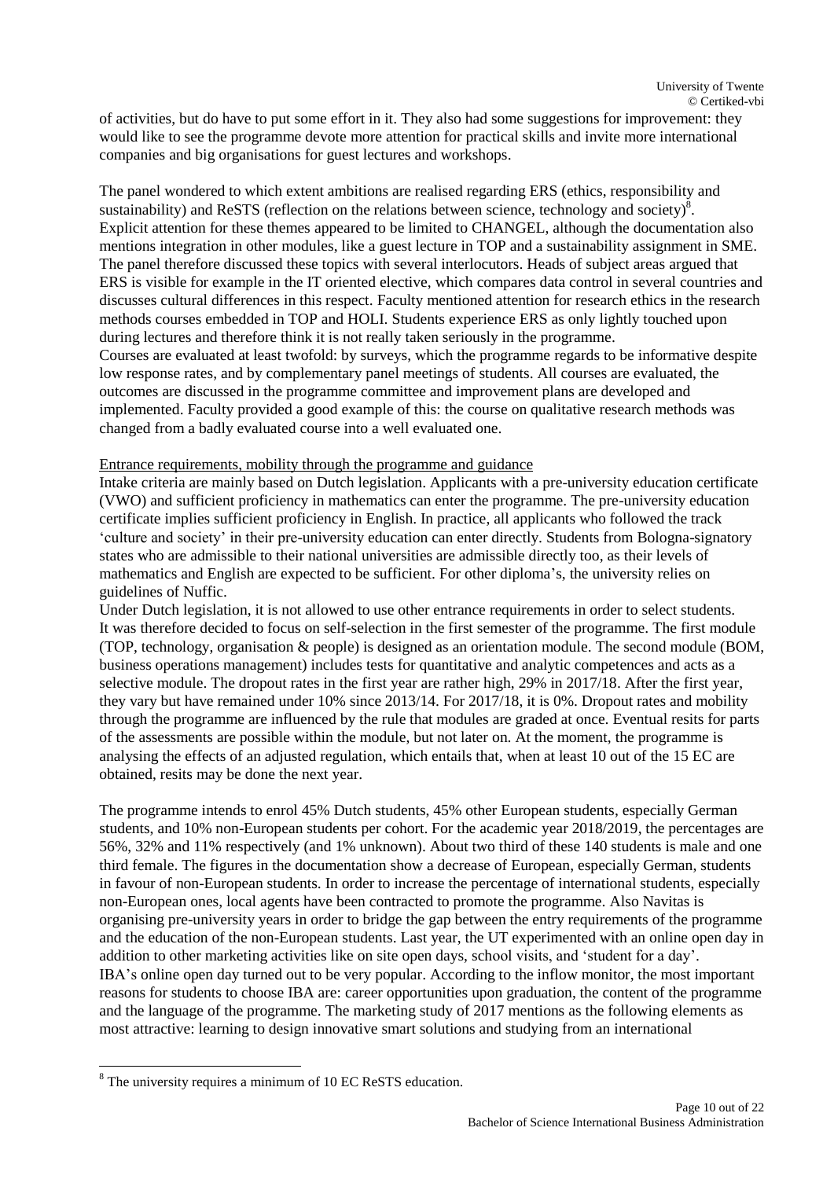of activities, but do have to put some effort in it. They also had some suggestions for improvement: they would like to see the programme devote more attention for practical skills and invite more international companies and big organisations for guest lectures and workshops.

The panel wondered to which extent ambitions are realised regarding ERS (ethics, responsibility and sustainability) and ReSTS (reflection on the relations between science, technology and society)[8]. Explicit attention for these themes appeared to be limited to CHANGEL, although the documentation also mentions integration in other modules, like a guest lecture in TOP and a sustainability assignment in SME. The panel therefore discussed these topics with several interlocutors. Heads of subject areas argued that ERS is visible for example in the IT oriented elective, which compares data control in several countries and discusses cultural differences in this respect. Faculty mentioned attention for research ethics in the research methods courses embedded in TOP and HOLI. Students experience ERS as only lightly touched upon during lectures and therefore think it is not really taken seriously in the programme.
Courses are evaluated at least twofold: by surveys, which the programme regards to be informative despite low response rates, and by complementary panel meetings of students. All courses are evaluated, the outcomes are discussed in the programme committee and improvement plans are developed and implemented. Faculty provided a good example of this: the course on qualitative research methods was changed from a badly evaluated course into a well evaluated one.

Entrance requirements, mobility through the programme and guidance

Intake criteria are mainly based on Dutch legislation. Applicants with a pre-university education certificate (VWO) and sufficient proficiency in mathematics can enter the programme. The pre-university education certificate implies sufficient proficiency in English. In practice, all applicants who followed the track 'culture and society' in their pre-university education can enter directly. Students from Bologna-signatory states who are admissible to their national universities are admissible directly too, as their levels of mathematics and English are expected to be sufficient. For other diploma's, the university relies on guidelines of Nuffic.
Under Dutch legislation, it is not allowed to use other entrance requirements in order to select students. It was therefore decided to focus on self-selection in the first semester of the programme. The first module (TOP, technology, organisation & people) is designed as an orientation module. The second module (BOM, business operations management) includes tests for quantitative and analytic competences and acts as a selective module. The dropout rates in the first year are rather high, 29% in 2017/18. After the first year, they vary but have remained under 10% since 2013/14. For 2017/18, it is 0%. Dropout rates and mobility through the programme are influenced by the rule that modules are graded at once. Eventual resits for parts of the assessments are possible within the module, but not later on. At the moment, the programme is analysing the effects of an adjusted regulation, which entails that, when at least 10 out of the 15 EC are obtained, resits may be done the next year.

The programme intends to enrol 45% Dutch students, 45% other European students, especially German students, and 10% non-European students per cohort. For the academic year 2018/2019, the percentages are 56%, 32% and 11% respectively (and 1% unknown). About two third of these 140 students is male and one third female. The figures in the documentation show a decrease of European, especially German, students in favour of non-European students. In order to increase the percentage of international students, especially non-European ones, local agents have been contracted to promote the programme. Also Navitas is organising pre-university years in order to bridge the gap between the entry requirements of the programme and the education of the non-European students. Last year, the UT experimented with an online open day in addition to other marketing activities like on site open days, school visits, and 'student for a day'.
IBA's online open day turned out to be very popular. According to the inflow monitor, the most important reasons for students to choose IBA are: career opportunities upon graduation, the content of the programme and the language of the programme. The marketing study of 2017 mentions as the following elements as most attractive: learning to design innovative smart solutions and studying from an international

[8] The university requires a minimum of 10 EC ReSTS education.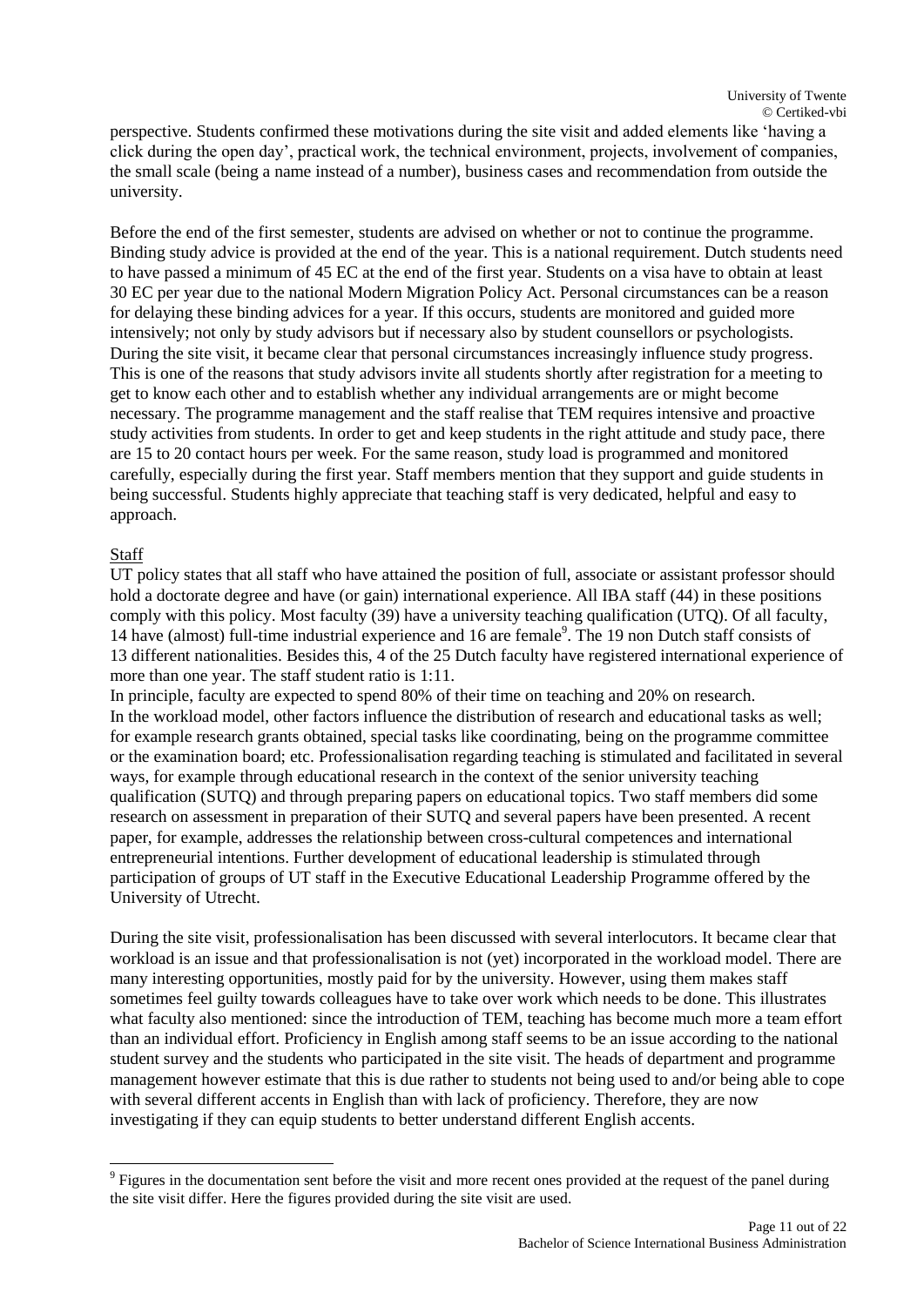perspective. Students confirmed these motivations during the site visit and added elements like 'having a click during the open day', practical work, the technical environment, projects, involvement of companies, the small scale (being a name instead of a number), business cases and recommendation from outside the university.

Before the end of the first semester, students are advised on whether or not to continue the programme. Binding study advice is provided at the end of the year. This is a national requirement. Dutch students need to have passed a minimum of 45 EC at the end of the first year. Students on a visa have to obtain at least 30 EC per year due to the national Modern Migration Policy Act. Personal circumstances can be a reason for delaying these binding advices for a year. If this occurs, students are monitored and guided more intensively; not only by study advisors but if necessary also by student counsellors or psychologists. During the site visit, it became clear that personal circumstances increasingly influence study progress. This is one of the reasons that study advisors invite all students shortly after registration for a meeting to get to know each other and to establish whether any individual arrangements are or might become necessary. The programme management and the staff realise that TEM requires intensive and proactive study activities from students. In order to get and keep students in the right attitude and study pace, there are 15 to 20 contact hours per week. For the same reason, study load is programmed and monitored carefully, especially during the first year. Staff members mention that they support and guide students in being successful. Students highly appreciate that teaching staff is very dedicated, helpful and easy to approach.

Staff

UT policy states that all staff who have attained the position of full, associate or assistant professor should hold a doctorate degree and have (or gain) international experience. All IBA staff (44) in these positions comply with this policy. Most faculty (39) have a university teaching qualification (UTQ). Of all faculty, 14 have (almost) full-time industrial experience and 16 are female[9]. The 19 non Dutch staff consists of 13 different nationalities. Besides this, 4 of the 25 Dutch faculty have registered international experience of more than one year. The staff student ratio is 1:11.

In principle, faculty are expected to spend 80% of their time on teaching and 20% on research. In the workload model, other factors influence the distribution of research and educational tasks as well; for example research grants obtained, special tasks like coordinating, being on the programme committee or the examination board; etc. Professionalisation regarding teaching is stimulated and facilitated in several ways, for example through educational research in the context of the senior university teaching qualification (SUTQ) and through preparing papers on educational topics. Two staff members did some research on assessment in preparation of their SUTQ and several papers have been presented. A recent paper, for example, addresses the relationship between cross-cultural competences and international entrepreneurial intentions. Further development of educational leadership is stimulated through participation of groups of UT staff in the Executive Educational Leadership Programme offered by the University of Utrecht.

During the site visit, professionalisation has been discussed with several interlocutors. It became clear that workload is an issue and that professionalisation is not (yet) incorporated in the workload model. There are many interesting opportunities, mostly paid for by the university. However, using them makes staff sometimes feel guilty towards colleagues have to take over work which needs to be done. This illustrates what faculty also mentioned: since the introduction of TEM, teaching has become much more a team effort than an individual effort. Proficiency in English among staff seems to be an issue according to the national student survey and the students who participated in the site visit. The heads of department and programme management however estimate that this is due rather to students not being used to and/or being able to cope with several different accents in English than with lack of proficiency. Therefore, they are now investigating if they can equip students to better understand different English accents.

[9] Figures in the documentation sent before the visit and more recent ones provided at the request of the panel during the site visit differ. Here the figures provided during the site visit are used.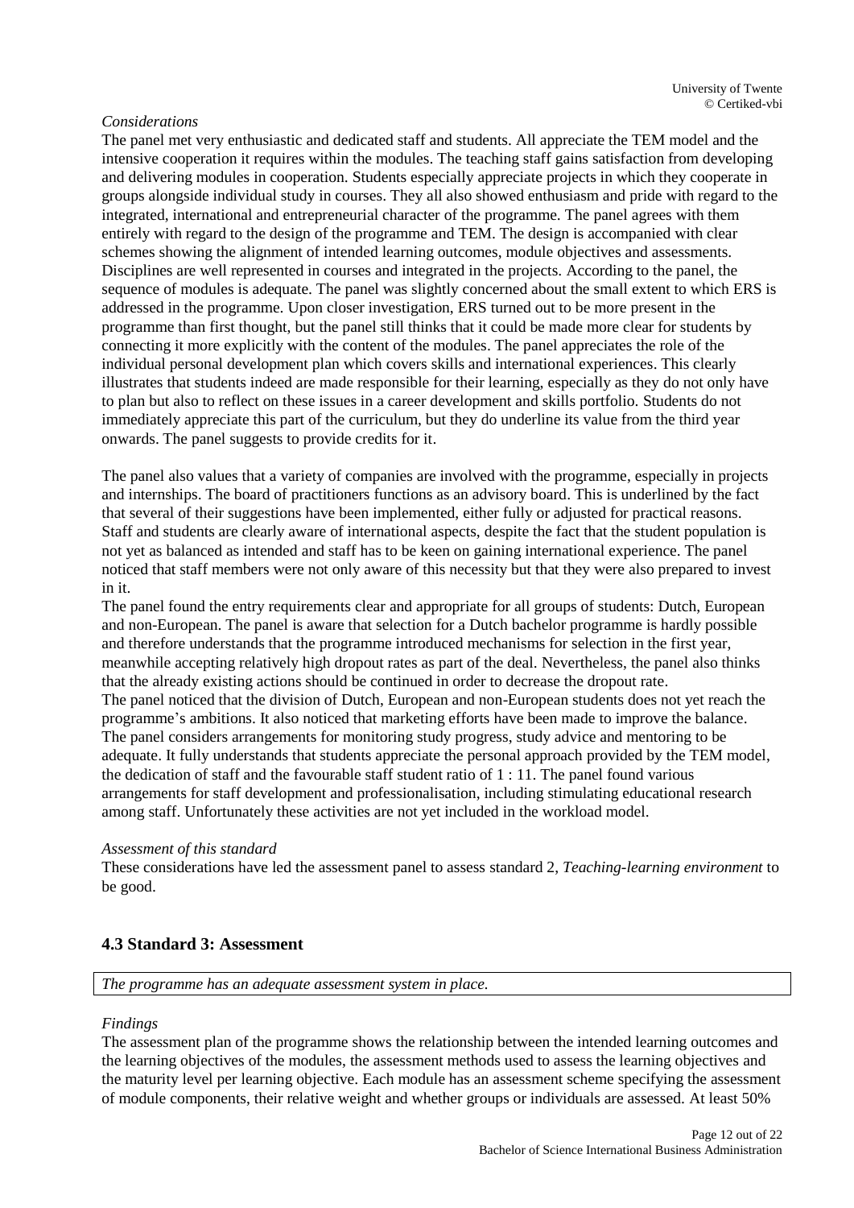*Considerations*

The panel met very enthusiastic and dedicated staff and students. All appreciate the TEM model and the intensive cooperation it requires within the modules. The teaching staff gains satisfaction from developing and delivering modules in cooperation. Students especially appreciate projects in which they cooperate in groups alongside individual study in courses. They all also showed enthusiasm and pride with regard to the integrated, international and entrepreneurial character of the programme. The panel agrees with them entirely with regard to the design of the programme and TEM. The design is accompanied with clear schemes showing the alignment of intended learning outcomes, module objectives and assessments. Disciplines are well represented in courses and integrated in the projects. According to the panel, the sequence of modules is adequate. The panel was slightly concerned about the small extent to which ERS is addressed in the programme. Upon closer investigation, ERS turned out to be more present in the programme than first thought, but the panel still thinks that it could be made more clear for students by connecting it more explicitly with the content of the modules. The panel appreciates the role of the individual personal development plan which covers skills and international experiences. This clearly illustrates that students indeed are made responsible for their learning, especially as they do not only have to plan but also to reflect on these issues in a career development and skills portfolio. Students do not immediately appreciate this part of the curriculum, but they do underline its value from the third year onwards. The panel suggests to provide credits for it.

The panel also values that a variety of companies are involved with the programme, especially in projects and internships. The board of practitioners functions as an advisory board. This is underlined by the fact that several of their suggestions have been implemented, either fully or adjusted for practical reasons. Staff and students are clearly aware of international aspects, despite the fact that the student population is not yet as balanced as intended and staff has to be keen on gaining international experience. The panel noticed that staff members were not only aware of this necessity but that they were also prepared to invest in it.

The panel found the entry requirements clear and appropriate for all groups of students: Dutch, European and non-European. The panel is aware that selection for a Dutch bachelor programme is hardly possible and therefore understands that the programme introduced mechanisms for selection in the first year, meanwhile accepting relatively high dropout rates as part of the deal. Nevertheless, the panel also thinks that the already existing actions should be continued in order to decrease the dropout rate.

The panel noticed that the division of Dutch, European and non-European students does not yet reach the programme's ambitions. It also noticed that marketing efforts have been made to improve the balance.

The panel considers arrangements for monitoring study progress, study advice and mentoring to be adequate. It fully understands that students appreciate the personal approach provided by the TEM model, the dedication of staff and the favourable staff student ratio of 1 : 11. The panel found various arrangements for staff development and professionalisation, including stimulating educational research among staff. Unfortunately these activities are not yet included in the workload model.

*Assessment of this standard*

These considerations have led the assessment panel to assess standard 2, *Teaching-learning environment* to be good.

### 4.3 Standard 3: Assessment

*The programme has an adequate assessment system in place.*

*Findings*

The assessment plan of the programme shows the relationship between the intended learning outcomes and the learning objectives of the modules, the assessment methods used to assess the learning objectives and the maturity level per learning objective. Each module has an assessment scheme specifying the assessment of module components, their relative weight and whether groups or individuals are assessed. At least 50%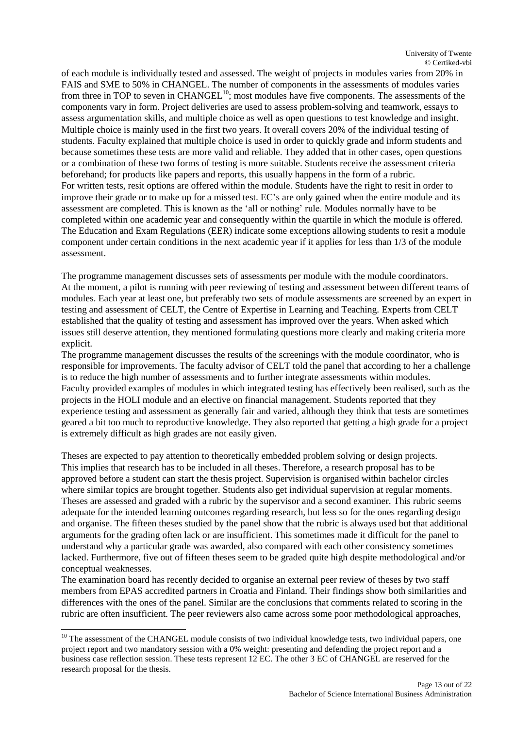of each module is individually tested and assessed. The weight of projects in modules varies from 20% in FAIS and SME to 50% in CHANGEL. The number of components in the assessments of modules varies from three in TOP to seven in CHANGEL[10]; most modules have five components. The assessments of the components vary in form. Project deliveries are used to assess problem-solving and teamwork, essays to assess argumentation skills, and multiple choice as well as open questions to test knowledge and insight. Multiple choice is mainly used in the first two years. It overall covers 20% of the individual testing of students. Faculty explained that multiple choice is used in order to quickly grade and inform students and because sometimes these tests are more valid and reliable. They added that in other cases, open questions or a combination of these two forms of testing is more suitable. Students receive the assessment criteria beforehand; for products like papers and reports, this usually happens in the form of a rubric.
For written tests, resit options are offered within the module. Students have the right to resit in order to improve their grade or to make up for a missed test. EC's are only gained when the entire module and its assessment are completed. This is known as the 'all or nothing' rule. Modules normally have to be completed within one academic year and consequently within the quartile in which the module is offered. The Education and Exam Regulations (EER) indicate some exceptions allowing students to resit a module component under certain conditions in the next academic year if it applies for less than 1/3 of the module assessment.

The programme management discusses sets of assessments per module with the module coordinators. At the moment, a pilot is running with peer reviewing of testing and assessment between different teams of modules. Each year at least one, but preferably two sets of module assessments are screened by an expert in testing and assessment of CELT, the Centre of Expertise in Learning and Teaching. Experts from CELT established that the quality of testing and assessment has improved over the years. When asked which issues still deserve attention, they mentioned formulating questions more clearly and making criteria more explicit.
The programme management discusses the results of the screenings with the module coordinator, who is responsible for improvements. The faculty advisor of CELT told the panel that according to her a challenge is to reduce the high number of assessments and to further integrate assessments within modules. Faculty provided examples of modules in which integrated testing has effectively been realised, such as the projects in the HOLI module and an elective on financial management. Students reported that they experience testing and assessment as generally fair and varied, although they think that tests are sometimes geared a bit too much to reproductive knowledge. They also reported that getting a high grade for a project is extremely difficult as high grades are not easily given.

Theses are expected to pay attention to theoretically embedded problem solving or design projects. This implies that research has to be included in all theses. Therefore, a research proposal has to be approved before a student can start the thesis project. Supervision is organised within bachelor circles where similar topics are brought together. Students also get individual supervision at regular moments. Theses are assessed and graded with a rubric by the supervisor and a second examiner. This rubric seems adequate for the intended learning outcomes regarding research, but less so for the ones regarding design and organise. The fifteen theses studied by the panel show that the rubric is always used but that additional arguments for the grading often lack or are insufficient. This sometimes made it difficult for the panel to understand why a particular grade was awarded, also compared with each other consistency sometimes lacked. Furthermore, five out of fifteen theses seem to be graded quite high despite methodological and/or conceptual weaknesses.
The examination board has recently decided to organise an external peer review of theses by two staff members from EPAS accredited partners in Croatia and Finland. Their findings show both similarities and differences with the ones of the panel. Similar are the conclusions that comments related to scoring in the rubric are often insufficient. The peer reviewers also came across some poor methodological approaches,

[10] The assessment of the CHANGEL module consists of two individual knowledge tests, two individual papers, one project report and two mandatory session with a 0% weight: presenting and defending the project report and a business case reflection session. These tests represent 12 EC. The other 3 EC of CHANGEL are reserved for the research proposal for the thesis.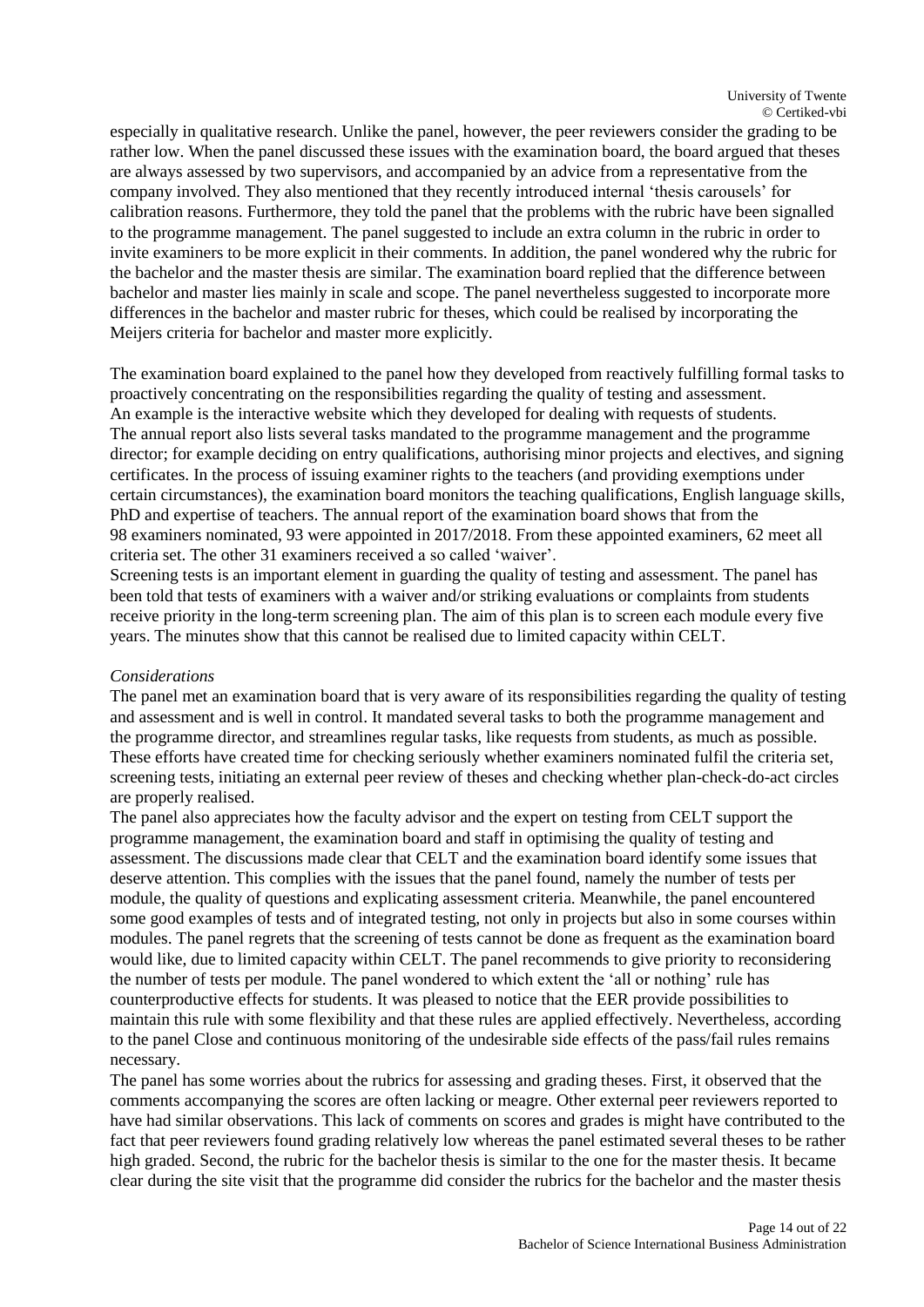especially in qualitative research. Unlike the panel, however, the peer reviewers consider the grading to be rather low. When the panel discussed these issues with the examination board, the board argued that theses are always assessed by two supervisors, and accompanied by an advice from a representative from the company involved. They also mentioned that they recently introduced internal 'thesis carousels' for calibration reasons. Furthermore, they told the panel that the problems with the rubric have been signalled to the programme management. The panel suggested to include an extra column in the rubric in order to invite examiners to be more explicit in their comments. In addition, the panel wondered why the rubric for the bachelor and the master thesis are similar. The examination board replied that the difference between bachelor and master lies mainly in scale and scope. The panel nevertheless suggested to incorporate more differences in the bachelor and master rubric for theses, which could be realised by incorporating the Meijers criteria for bachelor and master more explicitly.

The examination board explained to the panel how they developed from reactively fulfilling formal tasks to proactively concentrating on the responsibilities regarding the quality of testing and assessment. An example is the interactive website which they developed for dealing with requests of students. The annual report also lists several tasks mandated to the programme management and the programme director; for example deciding on entry qualifications, authorising minor projects and electives, and signing certificates. In the process of issuing examiner rights to the teachers (and providing exemptions under certain circumstances), the examination board monitors the teaching qualifications, English language skills, PhD and expertise of teachers. The annual report of the examination board shows that from the 98 examiners nominated, 93 were appointed in 2017/2018. From these appointed examiners, 62 meet all criteria set. The other 31 examiners received a so called 'waiver'.
Screening tests is an important element in guarding the quality of testing and assessment. The panel has been told that tests of examiners with a waiver and/or striking evaluations or complaints from students receive priority in the long-term screening plan. The aim of this plan is to screen each module every five years. The minutes show that this cannot be realised due to limited capacity within CELT.

*Considerations*

The panel met an examination board that is very aware of its responsibilities regarding the quality of testing and assessment and is well in control. It mandated several tasks to both the programme management and the programme director, and streamlines regular tasks, like requests from students, as much as possible. These efforts have created time for checking seriously whether examiners nominated fulfil the criteria set, screening tests, initiating an external peer review of theses and checking whether plan-check-do-act circles are properly realised.
The panel also appreciates how the faculty advisor and the expert on testing from CELT support the programme management, the examination board and staff in optimising the quality of testing and assessment. The discussions made clear that CELT and the examination board identify some issues that deserve attention. This complies with the issues that the panel found, namely the number of tests per module, the quality of questions and explicating assessment criteria. Meanwhile, the panel encountered some good examples of tests and of integrated testing, not only in projects but also in some courses within modules. The panel regrets that the screening of tests cannot be done as frequent as the examination board would like, due to limited capacity within CELT. The panel recommends to give priority to reconsidering the number of tests per module. The panel wondered to which extent the 'all or nothing' rule has counterproductive effects for students. It was pleased to notice that the EER provide possibilities to maintain this rule with some flexibility and that these rules are applied effectively. Nevertheless, according to the panel Close and continuous monitoring of the undesirable side effects of the pass/fail rules remains necessary.
The panel has some worries about the rubrics for assessing and grading theses. First, it observed that the comments accompanying the scores are often lacking or meagre. Other external peer reviewers reported to have had similar observations. This lack of comments on scores and grades is might have contributed to the fact that peer reviewers found grading relatively low whereas the panel estimated several theses to be rather high graded. Second, the rubric for the bachelor thesis is similar to the one for the master thesis. It became clear during the site visit that the programme did consider the rubrics for the bachelor and the master thesis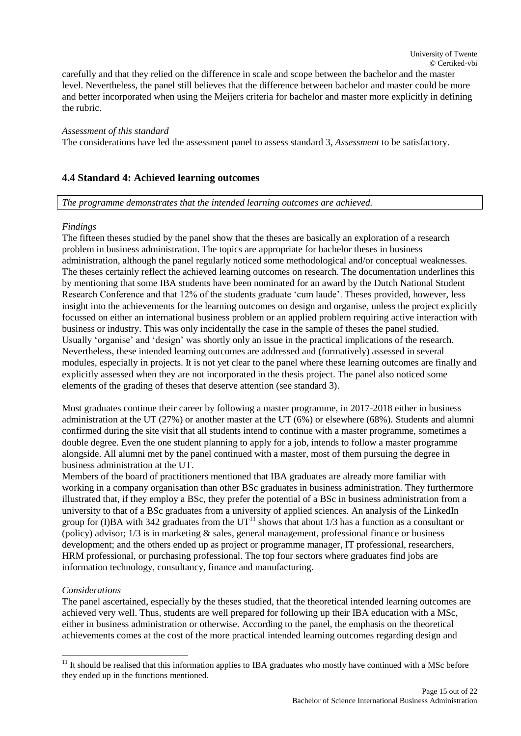carefully and that they relied on the difference in scale and scope between the bachelor and the master level. Nevertheless, the panel still believes that the difference between bachelor and master could be more and better incorporated when using the Meijers criteria for bachelor and master more explicitly in defining the rubric.

*Assessment of this standard*

The considerations have led the assessment panel to assess standard 3, *Assessment* to be satisfactory.

## 4.4 Standard 4: Achieved learning outcomes

*The programme demonstrates that the intended learning outcomes are achieved.*

*Findings*

The fifteen theses studied by the panel show that the theses are basically an exploration of a research problem in business administration. The topics are appropriate for bachelor theses in business administration, although the panel regularly noticed some methodological and/or conceptual weaknesses. The theses certainly reflect the achieved learning outcomes on research. The documentation underlines this by mentioning that some IBA students have been nominated for an award by the Dutch National Student Research Conference and that 12% of the students graduate 'cum laude'. Theses provided, however, less insight into the achievements for the learning outcomes on design and organise, unless the project explicitly focussed on either an international business problem or an applied problem requiring active interaction with business or industry. This was only incidentally the case in the sample of theses the panel studied. Usually 'organise' and 'design' was shortly only an issue in the practical implications of the research. Nevertheless, these intended learning outcomes are addressed and (formatively) assessed in several modules, especially in projects. It is not yet clear to the panel where these learning outcomes are finally and explicitly assessed when they are not incorporated in the thesis project. The panel also noticed some elements of the grading of theses that deserve attention (see standard 3).

Most graduates continue their career by following a master programme, in 2017-2018 either in business administration at the UT (27%) or another master at the UT (6%) or elsewhere (68%). Students and alumni confirmed during the site visit that all students intend to continue with a master programme, sometimes a double degree. Even the one student planning to apply for a job, intends to follow a master programme alongside. All alumni met by the panel continued with a master, most of them pursuing the degree in business administration at the UT.

Members of the board of practitioners mentioned that IBA graduates are already more familiar with working in a company organisation than other BSc graduates in business administration. They furthermore illustrated that, if they employ a BSc, they prefer the potential of a BSc in business administration from a university to that of a BSc graduates from a university of applied sciences. An analysis of the LinkedIn group for (I)BA with 342 graduates from the UT[11] shows that about 1/3 has a function as a consultant or (policy) advisor; 1/3 is in marketing & sales, general management, professional finance or business development; and the others ended up as project or programme manager, IT professional, researchers, HRM professional, or purchasing professional. The top four sectors where graduates find jobs are information technology, consultancy, finance and manufacturing.

*Considerations*

The panel ascertained, especially by the theses studied, that the theoretical intended learning outcomes are achieved very well. Thus, students are well prepared for following up their IBA education with a MSc, either in business administration or otherwise. According to the panel, the emphasis on the theoretical achievements comes at the cost of the more practical intended learning outcomes regarding design and

[11] It should be realised that this information applies to IBA graduates who mostly have continued with a MSc before they ended up in the functions mentioned.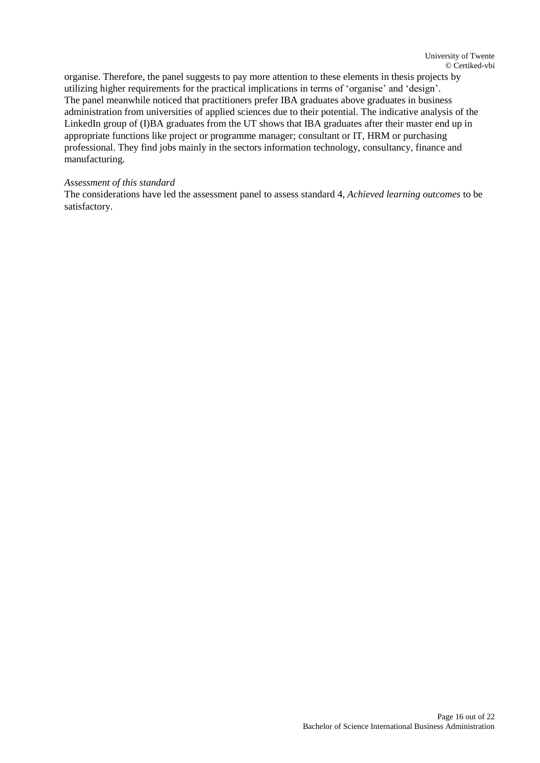organise. Therefore, the panel suggests to pay more attention to these elements in thesis projects by utilizing higher requirements for the practical implications in terms of 'organise' and 'design'.
The panel meanwhile noticed that practitioners prefer IBA graduates above graduates in business administration from universities of applied sciences due to their potential. The indicative analysis of the LinkedIn group of (I)BA graduates from the UT shows that IBA graduates after their master end up in appropriate functions like project or programme manager; consultant or IT, HRM or purchasing professional. They find jobs mainly in the sectors information technology, consultancy, finance and manufacturing.

*Assessment of this standard*
The considerations have led the assessment panel to assess standard 4, *Achieved learning outcomes* to be satisfactory.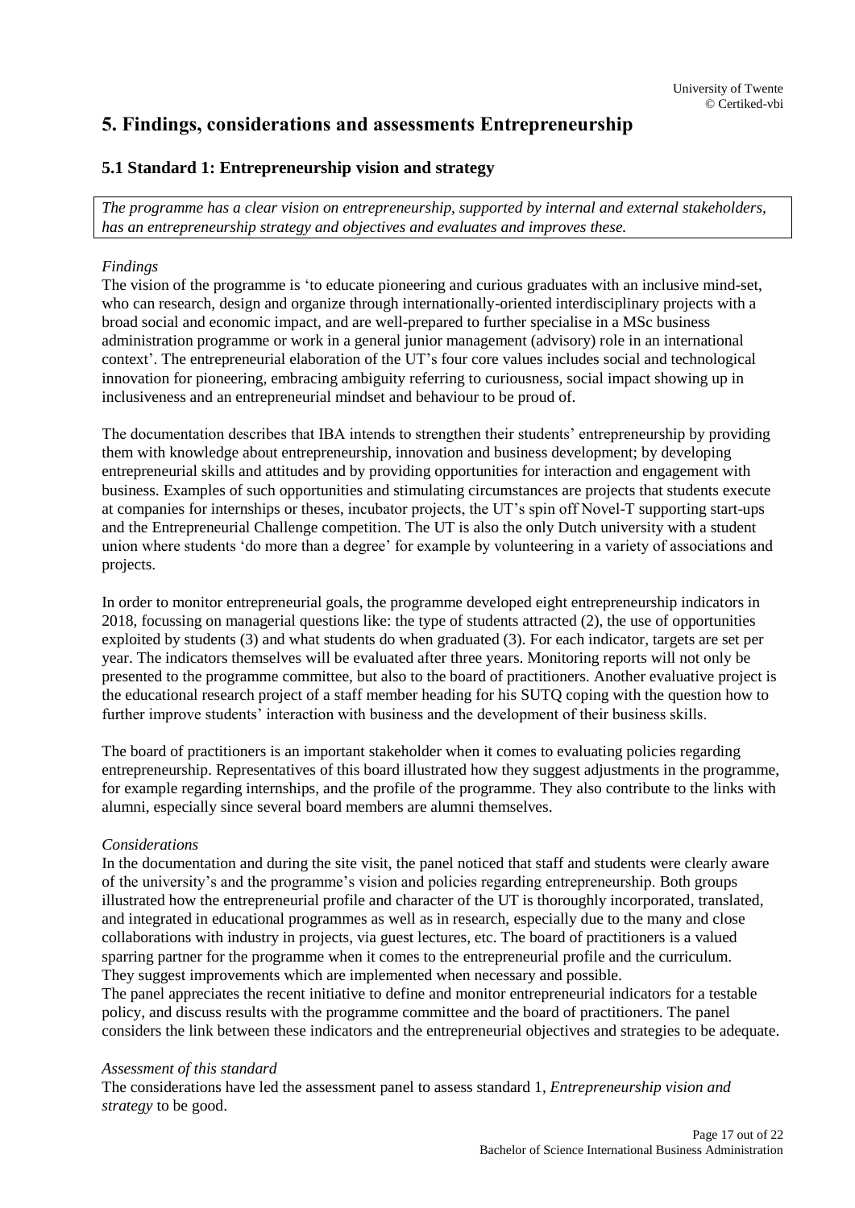# 5. Findings, considerations and assessments Entrepreneurship

## 5.1 Standard 1: Entrepreneurship vision and strategy

*The programme has a clear vision on entrepreneurship, supported by internal and external stakeholders, has an entrepreneurship strategy and objectives and evaluates and improves these.*

*Findings*

The vision of the programme is 'to educate pioneering and curious graduates with an inclusive mind-set, who can research, design and organize through internationally-oriented interdisciplinary projects with a broad social and economic impact, and are well-prepared to further specialise in a MSc business administration programme or work in a general junior management (advisory) role in an international context'. The entrepreneurial elaboration of the UT's four core values includes social and technological innovation for pioneering, embracing ambiguity referring to curiousness, social impact showing up in inclusiveness and an entrepreneurial mindset and behaviour to be proud of.

The documentation describes that IBA intends to strengthen their students' entrepreneurship by providing them with knowledge about entrepreneurship, innovation and business development; by developing entrepreneurial skills and attitudes and by providing opportunities for interaction and engagement with business. Examples of such opportunities and stimulating circumstances are projects that students execute at companies for internships or theses, incubator projects, the UT's spin off Novel-T supporting start-ups and the Entrepreneurial Challenge competition. The UT is also the only Dutch university with a student union where students 'do more than a degree' for example by volunteering in a variety of associations and projects.

In order to monitor entrepreneurial goals, the programme developed eight entrepreneurship indicators in 2018, focussing on managerial questions like: the type of students attracted (2), the use of opportunities exploited by students (3) and what students do when graduated (3). For each indicator, targets are set per year. The indicators themselves will be evaluated after three years. Monitoring reports will not only be presented to the programme committee, but also to the board of practitioners. Another evaluative project is the educational research project of a staff member heading for his SUTQ coping with the question how to further improve students' interaction with business and the development of their business skills.

The board of practitioners is an important stakeholder when it comes to evaluating policies regarding entrepreneurship. Representatives of this board illustrated how they suggest adjustments in the programme, for example regarding internships, and the profile of the programme. They also contribute to the links with alumni, especially since several board members are alumni themselves.

*Considerations*

In the documentation and during the site visit, the panel noticed that staff and students were clearly aware of the university's and the programme's vision and policies regarding entrepreneurship. Both groups illustrated how the entrepreneurial profile and character of the UT is thoroughly incorporated, translated, and integrated in educational programmes as well as in research, especially due to the many and close collaborations with industry in projects, via guest lectures, etc. The board of practitioners is a valued sparring partner for the programme when it comes to the entrepreneurial profile and the curriculum. They suggest improvements which are implemented when necessary and possible.

The panel appreciates the recent initiative to define and monitor entrepreneurial indicators for a testable policy, and discuss results with the programme committee and the board of practitioners. The panel considers the link between these indicators and the entrepreneurial objectives and strategies to be adequate.

*Assessment of this standard*

The considerations have led the assessment panel to assess standard 1, *Entrepreneurship vision and strategy* to be good.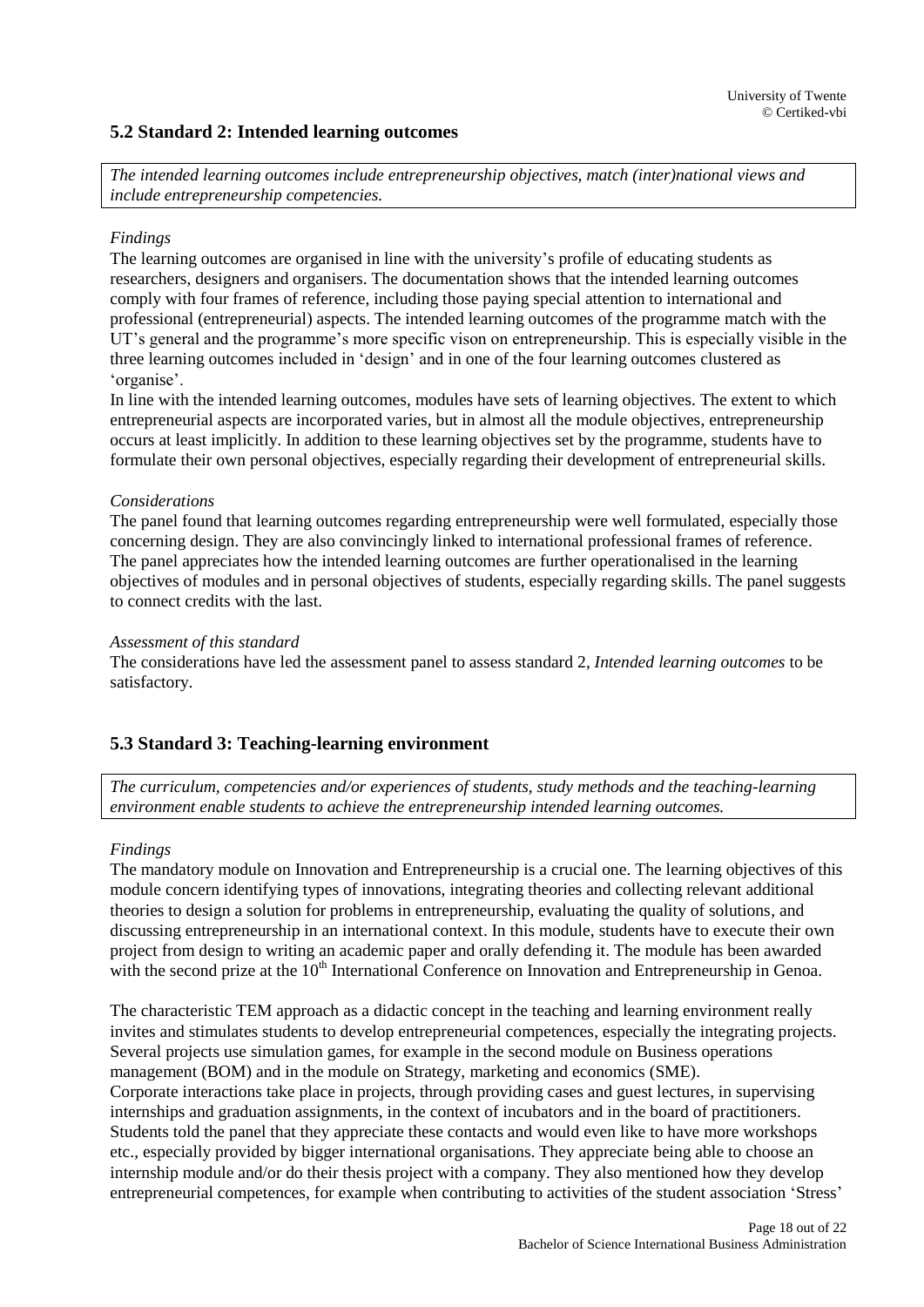## 5.2 Standard 2: Intended learning outcomes

*The intended learning outcomes include entrepreneurship objectives, match (inter)national views and include entrepreneurship competencies.*

*Findings*

The learning outcomes are organised in line with the university's profile of educating students as researchers, designers and organisers. The documentation shows that the intended learning outcomes comply with four frames of reference, including those paying special attention to international and professional (entrepreneurial) aspects. The intended learning outcomes of the programme match with the UT's general and the programme's more specific vison on entrepreneurship. This is especially visible in the three learning outcomes included in 'design' and in one of the four learning outcomes clustered as 'organise'.

In line with the intended learning outcomes, modules have sets of learning objectives. The extent to which entrepreneurial aspects are incorporated varies, but in almost all the module objectives, entrepreneurship occurs at least implicitly. In addition to these learning objectives set by the programme, students have to formulate their own personal objectives, especially regarding their development of entrepreneurial skills.

*Considerations*

The panel found that learning outcomes regarding entrepreneurship were well formulated, especially those concerning design. They are also convincingly linked to international professional frames of reference. The panel appreciates how the intended learning outcomes are further operationalised in the learning objectives of modules and in personal objectives of students, especially regarding skills. The panel suggests to connect credits with the last.

*Assessment of this standard*

The considerations have led the assessment panel to assess standard 2, *Intended learning outcomes* to be satisfactory.

## 5.3 Standard 3: Teaching-learning environment

*The curriculum, competencies and/or experiences of students, study methods and the teaching-learning environment enable students to achieve the entrepreneurship intended learning outcomes.*

*Findings*

The mandatory module on Innovation and Entrepreneurship is a crucial one. The learning objectives of this module concern identifying types of innovations, integrating theories and collecting relevant additional theories to design a solution for problems in entrepreneurship, evaluating the quality of solutions, and discussing entrepreneurship in an international context. In this module, students have to execute their own project from design to writing an academic paper and orally defending it. The module has been awarded with the second prize at the 10th International Conference on Innovation and Entrepreneurship in Genoa.

The characteristic TEM approach as a didactic concept in the teaching and learning environment really invites and stimulates students to develop entrepreneurial competences, especially the integrating projects. Several projects use simulation games, for example in the second module on Business operations management (BOM) and in the module on Strategy, marketing and economics (SME).

Corporate interactions take place in projects, through providing cases and guest lectures, in supervising internships and graduation assignments, in the context of incubators and in the board of practitioners. Students told the panel that they appreciate these contacts and would even like to have more workshops etc., especially provided by bigger international organisations. They appreciate being able to choose an internship module and/or do their thesis project with a company. They also mentioned how they develop entrepreneurial competences, for example when contributing to activities of the student association 'Stress'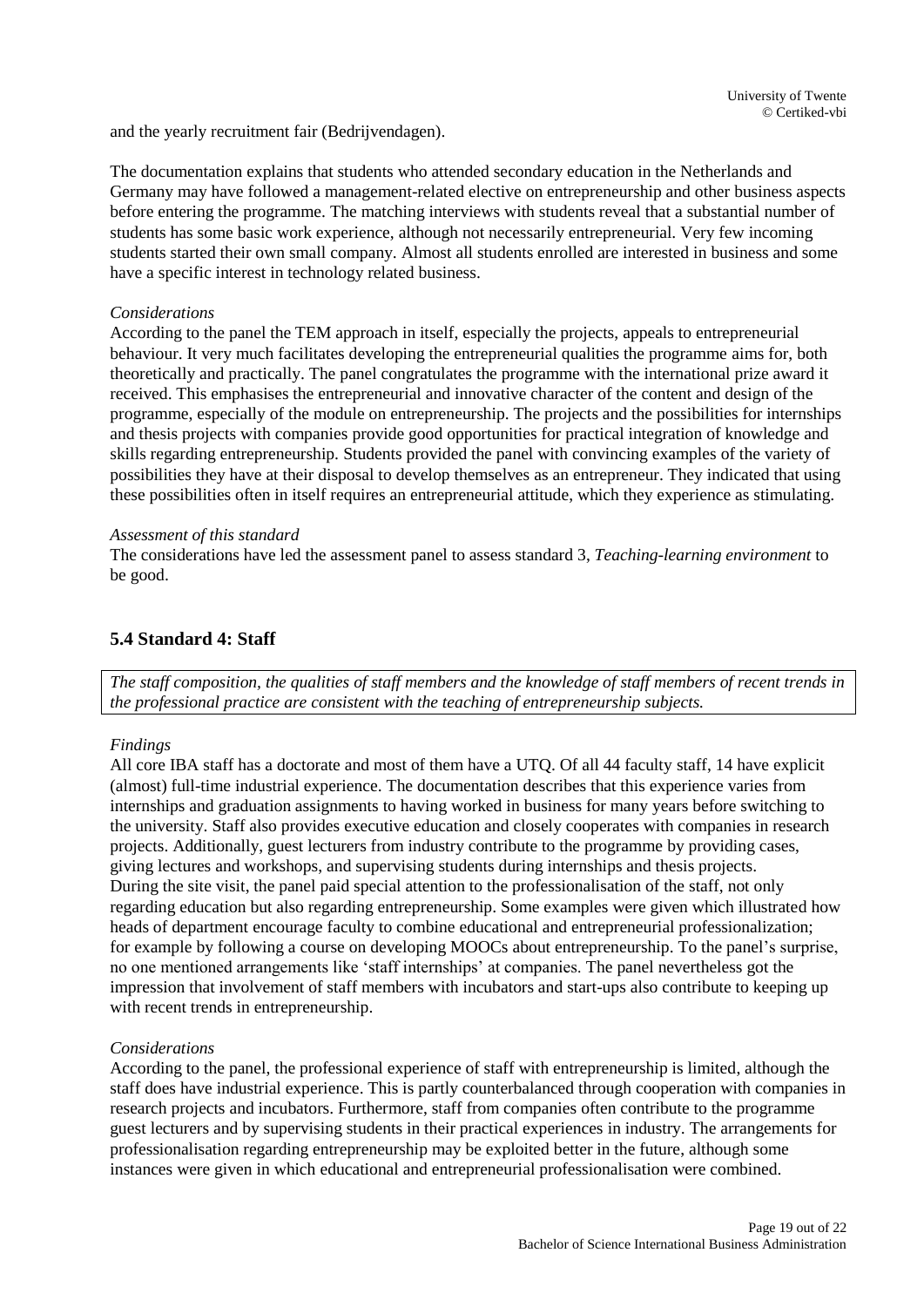and the yearly recruitment fair (Bedrijvendagen).

The documentation explains that students who attended secondary education in the Netherlands and Germany may have followed a management-related elective on entrepreneurship and other business aspects before entering the programme. The matching interviews with students reveal that a substantial number of students has some basic work experience, although not necessarily entrepreneurial. Very few incoming students started their own small company. Almost all students enrolled are interested in business and some have a specific interest in technology related business.

*Considerations*

According to the panel the TEM approach in itself, especially the projects, appeals to entrepreneurial behaviour. It very much facilitates developing the entrepreneurial qualities the programme aims for, both theoretically and practically. The panel congratulates the programme with the international prize award it received. This emphasises the entrepreneurial and innovative character of the content and design of the programme, especially of the module on entrepreneurship. The projects and the possibilities for internships and thesis projects with companies provide good opportunities for practical integration of knowledge and skills regarding entrepreneurship. Students provided the panel with convincing examples of the variety of possibilities they have at their disposal to develop themselves as an entrepreneur. They indicated that using these possibilities often in itself requires an entrepreneurial attitude, which they experience as stimulating.

*Assessment of this standard*

The considerations have led the assessment panel to assess standard 3, *Teaching-learning environment* to be good.

## 5.4 Standard 4: Staff

*The staff composition, the qualities of staff members and the knowledge of staff members of recent trends in the professional practice are consistent with the teaching of entrepreneurship subjects.*

*Findings*

All core IBA staff has a doctorate and most of them have a UTQ. Of all 44 faculty staff, 14 have explicit (almost) full-time industrial experience. The documentation describes that this experience varies from internships and graduation assignments to having worked in business for many years before switching to the university. Staff also provides executive education and closely cooperates with companies in research projects. Additionally, guest lecturers from industry contribute to the programme by providing cases, giving lectures and workshops, and supervising students during internships and thesis projects.
During the site visit, the panel paid special attention to the professionalisation of the staff, not only regarding education but also regarding entrepreneurship. Some examples were given which illustrated how heads of department encourage faculty to combine educational and entrepreneurial professionalization; for example by following a course on developing MOOCs about entrepreneurship. To the panel's surprise, no one mentioned arrangements like 'staff internships' at companies. The panel nevertheless got the impression that involvement of staff members with incubators and start-ups also contribute to keeping up with recent trends in entrepreneurship.

*Considerations*

According to the panel, the professional experience of staff with entrepreneurship is limited, although the staff does have industrial experience. This is partly counterbalanced through cooperation with companies in research projects and incubators. Furthermore, staff from companies often contribute to the programme guest lecturers and by supervising students in their practical experiences in industry. The arrangements for professionalisation regarding entrepreneurship may be exploited better in the future, although some instances were given in which educational and entrepreneurial professionalisation were combined.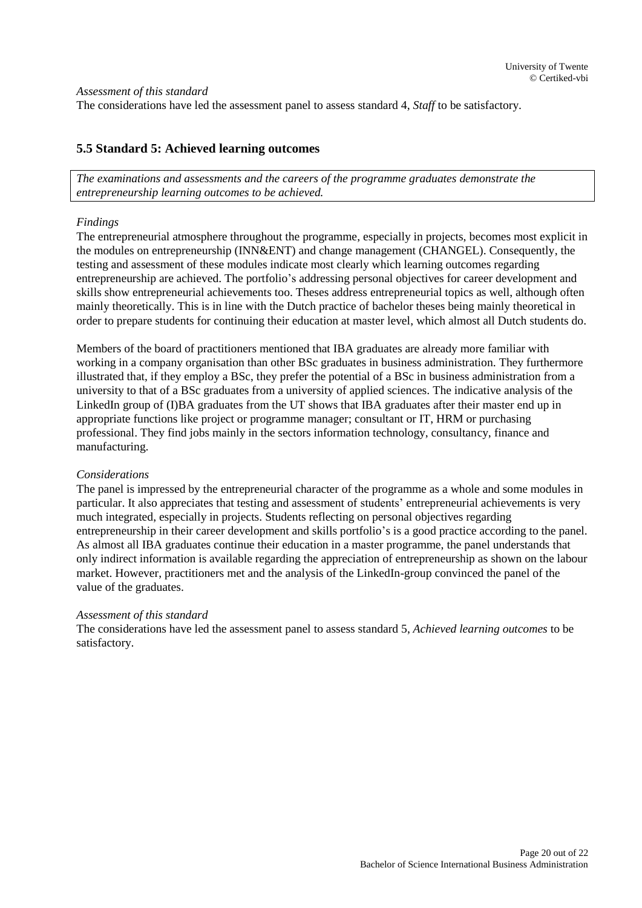*Assessment of this standard*

The considerations have led the assessment panel to assess standard 4, *Staff* to be satisfactory.

### 5.5 Standard 5: Achieved learning outcomes

*The examinations and assessments and the careers of the programme graduates demonstrate the entrepreneurship learning outcomes to be achieved.*

*Findings*

The entrepreneurial atmosphere throughout the programme, especially in projects, becomes most explicit in the modules on entrepreneurship (INN&ENT) and change management (CHANGEL). Consequently, the testing and assessment of these modules indicate most clearly which learning outcomes regarding entrepreneurship are achieved. The portfolio's addressing personal objectives for career development and skills show entrepreneurial achievements too. Theses address entrepreneurial topics as well, although often mainly theoretically. This is in line with the Dutch practice of bachelor theses being mainly theoretical in order to prepare students for continuing their education at master level, which almost all Dutch students do.

Members of the board of practitioners mentioned that IBA graduates are already more familiar with working in a company organisation than other BSc graduates in business administration. They furthermore illustrated that, if they employ a BSc, they prefer the potential of a BSc in business administration from a university to that of a BSc graduates from a university of applied sciences. The indicative analysis of the LinkedIn group of (I)BA graduates from the UT shows that IBA graduates after their master end up in appropriate functions like project or programme manager; consultant or IT, HRM or purchasing professional. They find jobs mainly in the sectors information technology, consultancy, finance and manufacturing.

*Considerations*

The panel is impressed by the entrepreneurial character of the programme as a whole and some modules in particular. It also appreciates that testing and assessment of students' entrepreneurial achievements is very much integrated, especially in projects. Students reflecting on personal objectives regarding entrepreneurship in their career development and skills portfolio's is a good practice according to the panel. As almost all IBA graduates continue their education in a master programme, the panel understands that only indirect information is available regarding the appreciation of entrepreneurship as shown on the labour market. However, practitioners met and the analysis of the LinkedIn-group convinced the panel of the value of the graduates.

*Assessment of this standard*

The considerations have led the assessment panel to assess standard 5, *Achieved learning outcomes* to be satisfactory.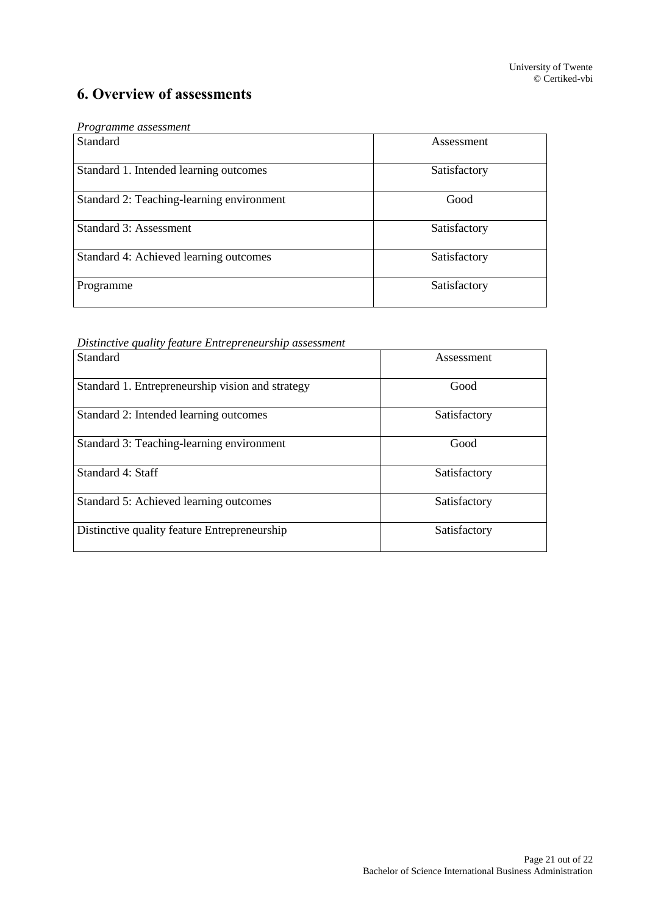## 6. Overview of assessments

*Programme assessment*

| Standard | Assessment |
|---|---|
| Standard 1. Intended learning outcomes | Satisfactory |
| Standard 2: Teaching-learning environment | Good |
| Standard 3: Assessment | Satisfactory |
| Standard 4: Achieved learning outcomes | Satisfactory |
| Programme | Satisfactory |

*Distinctive quality feature Entrepreneurship assessment*

| Standard | Assessment |
|---|---|
| Standard 1. Entrepreneurship vision and strategy | Good |
| Standard 2: Intended learning outcomes | Satisfactory |
| Standard 3: Teaching-learning environment | Good |
| Standard 4: Staff | Satisfactory |
| Standard 5: Achieved learning outcomes | Satisfactory |
| Distinctive quality feature Entrepreneurship | Satisfactory |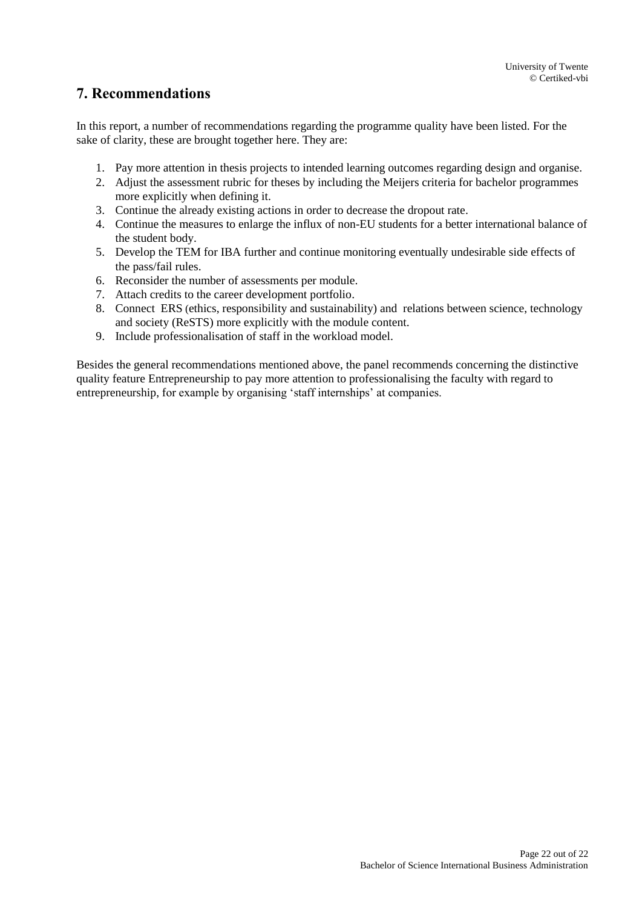## 7. Recommendations

In this report, a number of recommendations regarding the programme quality have been listed. For the sake of clarity, these are brought together here. They are:

1. Pay more attention in thesis projects to intended learning outcomes regarding design and organise.
2. Adjust the assessment rubric for theses by including the Meijers criteria for bachelor programmes more explicitly when defining it.
3. Continue the already existing actions in order to decrease the dropout rate.
4. Continue the measures to enlarge the influx of non-EU students for a better international balance of the student body.
5. Develop the TEM for IBA further and continue monitoring eventually undesirable side effects of the pass/fail rules.
6. Reconsider the number of assessments per module.
7. Attach credits to the career development portfolio.
8. Connect ERS (ethics, responsibility and sustainability) and relations between science, technology and society (ReSTS) more explicitly with the module content.
9. Include professionalisation of staff in the workload model.

Besides the general recommendations mentioned above, the panel recommends concerning the distinctive quality feature Entrepreneurship to pay more attention to professionalising the faculty with regard to entrepreneurship, for example by organising 'staff internships' at companies.